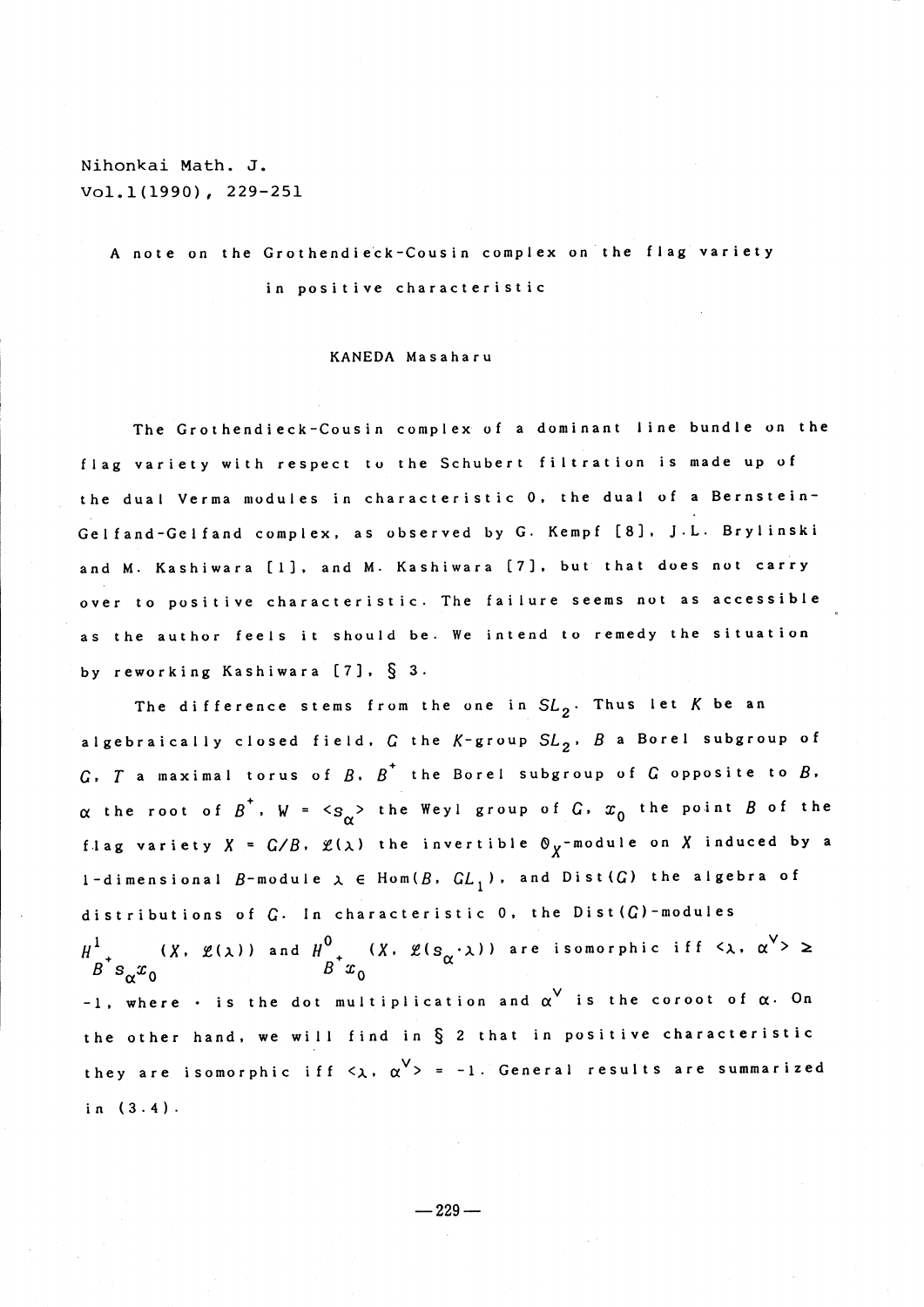Nihonkai Math. J.
Vol.1(1990), 229-251

# A note on the Grothendieck-Cousin complex on the flag variety in positive characteristic

KANEDA Masaharu

The Grothendieck-Cousin complex of a dominant line bundle on the flag variety with respect to the Schubert filtration is made up of the dual Verma modules in characteristic 0, the dual of a Bernstein-Gelfand-Gelfand complex, as observed by G. Kempf [8], J.L. Brylinski and M. Kashiwara [1], and M. Kashiwara [7], but that does not carry over to positive characteristic. The failure seems not as accessible as the author feels it should be. We intend to remedy the situation by reworking Kashiwara [7], § 3.

The difference stems from the one in $SL_2$. Thus let $K$ be an algebraically closed field, $G$ the $K$-group $SL_2$, $B$ a Borel subgroup of $G$, $T$ a maximal torus of $B$, $B^+$ the Borel subgroup of $G$ opposite to $B$, $\alpha$ the root of $B^+$, $W = \langle s_\alpha \rangle$ the Weyl group of $G$, $x_0$ the point $B$ of the flag variety $X = G/B$, $\mathcal{L}(\lambda)$ the invertible $\mathcal{O}_X$-module on $X$ induced by a 1-dimensional $B$-module $\lambda \in \mathrm{Hom}(B, GL_1)$, and $\mathrm{Dist}(G)$ the algebra of distributions of $G$. In characteristic 0, the $\mathrm{Dist}(G)$-modules $H^1_{B^+ s_\alpha x_0}(X, \mathcal{L}(\lambda))$ and $H^0_{B^+ x_0}(X, \mathcal{L}(s_\alpha \cdot \lambda))$ are isomorphic iff $\langle \lambda, \alpha^\vee \rangle \geq -1$, where $\cdot$ is the dot multiplication and $\alpha^\vee$ is the coroot of $\alpha$. On the other hand, we will find in § 2 that in positive characteristic they are isomorphic iff $\langle \lambda, \alpha^\vee \rangle = -1$. General results are summarized in (3.4).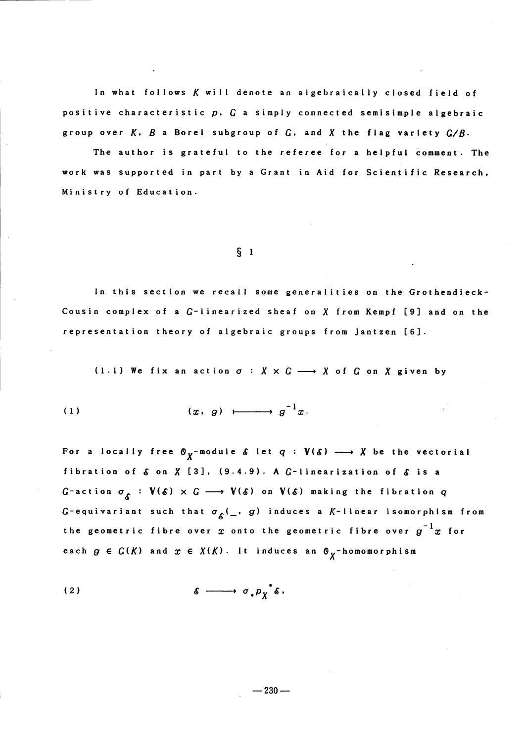In what follows $K$ will denote an algebraically closed field of positive characteristic $p$, $G$ a simply connected semisimple algebraic group over $K$, $B$ a Borel subgroup of $G$, and $X$ the flag variety $G/B$.

The author is grateful to the referee for a helpful comment. The work was supported in part by a Grant in Aid for Scientific Research, Ministry of Education.

## § 1

In this section we recall some generalities on the Grothendieck-Cousin complex of a $G$-linearized sheaf on $X$ from Kempf [9] and on the representation theory of algebraic groups from Jantzen [6].

(1.1) We fix an action $\sigma : X \times G \longrightarrow X$ of $G$ on $X$ given by

$$(1) \qquad (x, g) \longmapsto g^{-1}x.$$

For a locally free $\mathcal{O}_X$-module $\mathcal{E}$ let $q : \mathbf{V}(\mathcal{E}) \longrightarrow X$ be the vectorial fibration of $\mathcal{E}$ on $X$ [3], (9.4.9). A $G$-linearization of $\mathcal{E}$ is a $G$-action $\sigma_{\mathcal{E}} : \mathbf{V}(\mathcal{E}) \times G \longrightarrow \mathbf{V}(\mathcal{E})$ on $\mathbf{V}(\mathcal{E})$ making the fibration $q$ $G$-equivariant such that $\sigma_{\mathcal{E}}(\_, g)$ induces a $K$-linear isomorphism from the geometric fibre over $x$ onto the geometric fibre over $g^{-1}x$ for each $g \in G(K)$ and $x \in X(K)$. It induces an $\mathcal{O}_X$-homomorphism

$$(2) \qquad \mathcal{E} \longrightarrow \sigma_* p_X^* \mathcal{E},$$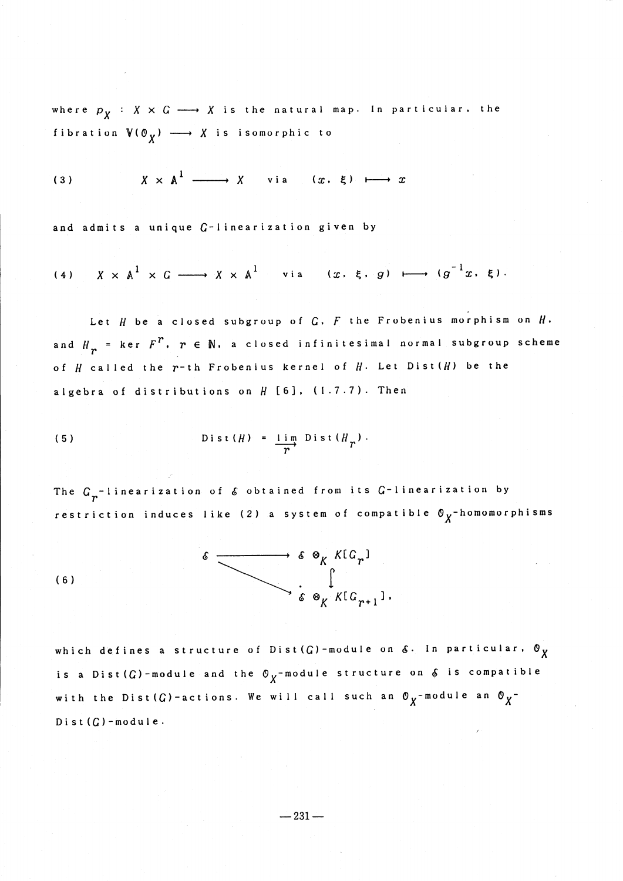where $p_X : X \times G \longrightarrow X$ is the natural map. In particular, the fibration $\mathbb{V}(\mathcal{O}_X) \longrightarrow X$ is isomorphic to

$$(3) \qquad X \times \mathbb{A}^1 \longrightarrow X \quad \text{via} \quad (x, \xi) \longmapsto x$$

and admits a unique $G$-linearization given by

$$(4) \qquad X \times \mathbb{A}^1 \times G \longrightarrow X \times \mathbb{A}^1 \quad \text{via} \quad (x, \xi, g) \longmapsto (g^{-1}x, \xi).$$

Let $H$ be a closed subgroup of $G$, $F$ the Frobenius morphism on $H$, and $H_r = \ker F^r$, $r \in \mathbb{N}$, a closed infinitesimal normal subgroup scheme of $H$ called the $r$-th Frobenius kernel of $H$. Let $\mathrm{Dist}(H)$ be the algebra of distributions on $H$ [6], (1.7.7). Then

$$(5) \qquad \mathrm{Dist}(H) = \varinjlim_{r} \mathrm{Dist}(H_r).$$

The $G_r$-linearization of $\mathcal{E}$ obtained from its $G$-linearization by restriction induces like (2) a system of compatible $\mathcal{O}_X$-homomorphisms

$$(6) \qquad \begin{array}{ccc} \mathcal{E} & \longrightarrow & \mathcal{E} \otimes_K K[G_r] \\ & \searrow & \downarrow \\ & & \mathcal{E} \otimes_K K[G_{r+1}], \end{array}$$

which defines a structure of $\mathrm{Dist}(G)$-module on $\mathcal{E}$. In particular, $\mathcal{O}_X$ is a $\mathrm{Dist}(G)$-module and the $\mathcal{O}_X$-module structure on $\mathcal{E}$ is compatible with the $\mathrm{Dist}(G)$-actions. We will call such an $\mathcal{O}_X$-module an $\mathcal{O}_X$-$\mathrm{Dist}(G)$-module.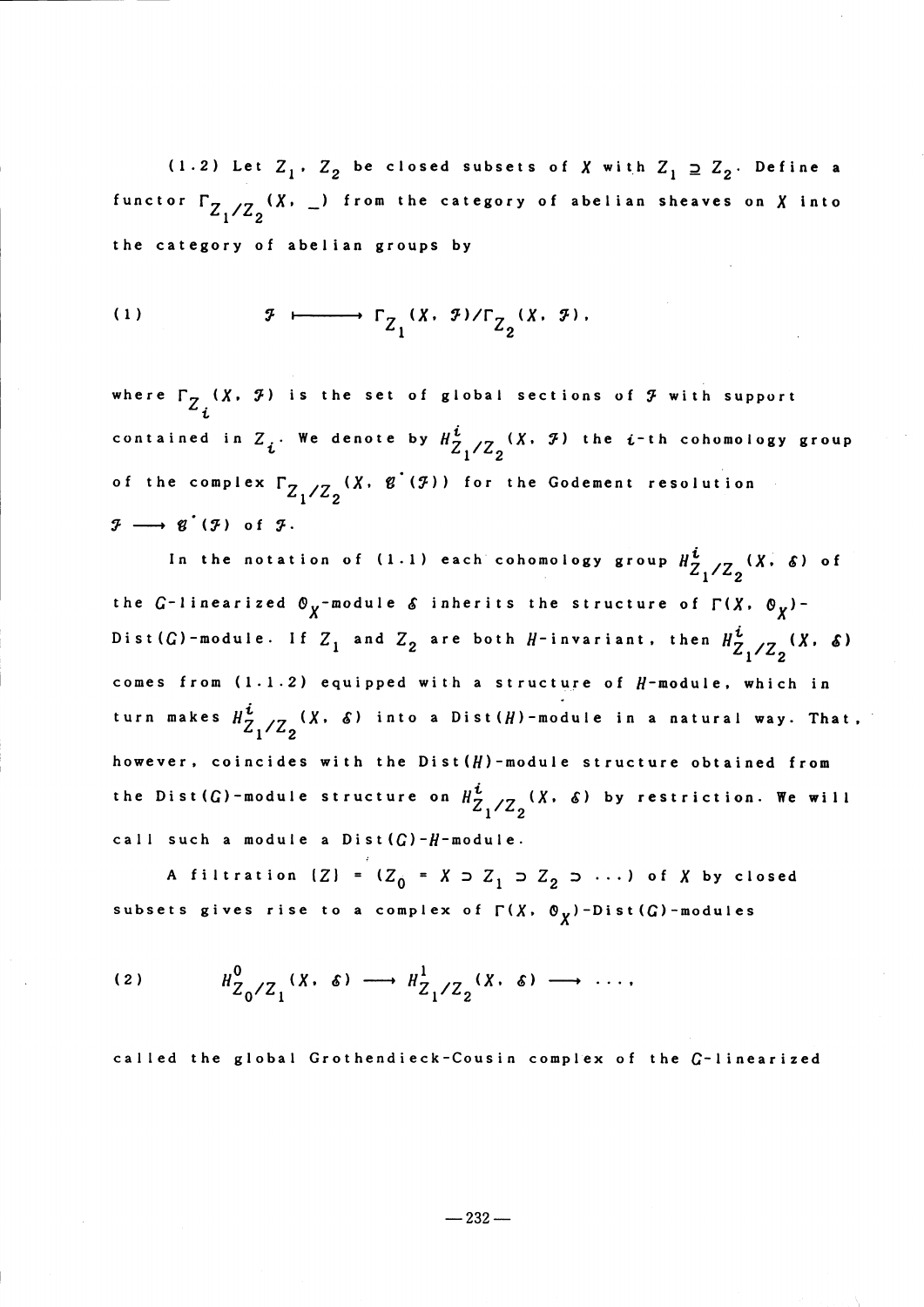(1.2) Let $Z_1$, $Z_2$ be closed subsets of $X$ with $Z_1 \supseteq Z_2$. Define a functor $\Gamma_{Z_1/Z_2}(X, \_)$ from the category of abelian sheaves on $X$ into the category of abelian groups by

$$\mathcal{F} \longmapsto \Gamma_{Z_1}(X, \mathcal{F})/\Gamma_{Z_2}(X, \mathcal{F}), \tag{1}$$

where $\Gamma_{Z_i}(X, \mathcal{F})$ is the set of global sections of $\mathcal{F}$ with support contained in $Z_i$. We denote by $H^i_{Z_1/Z_2}(X, \mathcal{F})$ the $i$-th cohomology group of the complex $\Gamma_{Z_1/Z_2}(X, \mathcal{G}^\cdot(\mathcal{F}))$ for the Godement resolution $\mathcal{F} \longrightarrow \mathcal{G}^\cdot(\mathcal{F})$ of $\mathcal{F}$.

In the notation of (1.1) each cohomology group $H^i_{Z_1/Z_2}(X, \mathcal{E})$ of the $G$-linearized $\mathcal{O}_X$-module $\mathcal{E}$ inherits the structure of $\Gamma(X, \mathcal{O}_X)$-Dist($G$)-module. If $Z_1$ and $Z_2$ are both $H$-invariant, then $H^i_{Z_1/Z_2}(X, \mathcal{E})$ comes from (1.1.2) equipped with a structure of $H$-module, which in turn makes $H^i_{Z_1/Z_2}(X, \mathcal{E})$ into a Dist($H$)-module in a natural way. That, however, coincides with the Dist($H$)-module structure obtained from the Dist($G$)-module structure on $H^i_{Z_1/Z_2}(X, \mathcal{E})$ by restriction. We will call such a module a Dist($G$)-$H$-module.

A filtration $\{Z\} = (Z_0 = X \supset Z_1 \supset Z_2 \supset \cdots)$ of $X$ by closed subsets gives rise to a complex of $\Gamma(X, \mathcal{O}_X)$-Dist($G$)-modules

$$H^0_{Z_0/Z_1}(X, \mathcal{E}) \longrightarrow H^1_{Z_1/Z_2}(X, \mathcal{E}) \longrightarrow \cdots, \tag{2}$$

called the global Grothendieck-Cousin complex of the $G$-linearized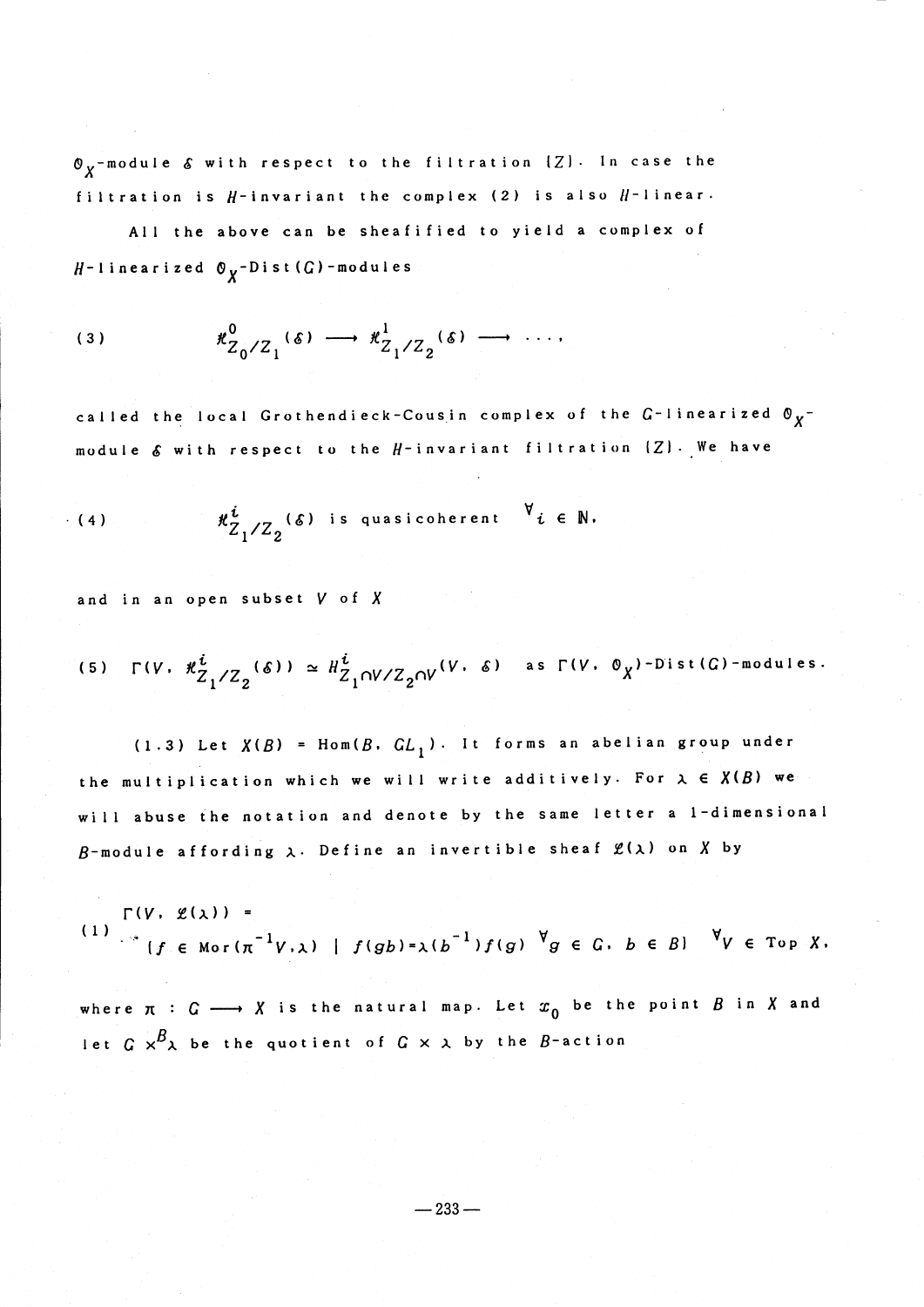$\mathcal{O}_X$-module $\mathcal{E}$ with respect to the filtration $\{Z\}$. In case the filtration is $H$-invariant the complex (2) is also $H$-linear.

All the above can be sheafified to yield a complex of $H$-linearized $\mathcal{O}_X$-Dist$(G)$-modules

$$(3) \qquad \mathcal{H}^0_{Z_0/Z_1}(\mathcal{E}) \longrightarrow \mathcal{H}^1_{Z_1/Z_2}(\mathcal{E}) \longrightarrow \cdots,$$

called the local Grothendieck-Cousin complex of the $G$-linearized $\mathcal{O}_X$-module $\mathcal{E}$ with respect to the $H$-invariant filtration $\{Z\}$. We have

$$(4) \qquad \mathcal{H}^i_{Z_1/Z_2}(\mathcal{E}) \text{ is quasicoherent } \quad \forall i \in \mathbb{N},$$

and in an open subset $V$ of $X$

$$(5) \quad \Gamma(V, \mathcal{H}^i_{Z_1/Z_2}(\mathcal{E})) \simeq H^i_{Z_1 \cap V/Z_2 \cap V}(V, \mathcal{E}) \quad \text{as } \Gamma(V, \mathcal{O}_X)\text{-Dist}(G)\text{-modules}.$$

(1.3) Let $X(B) = \text{Hom}(B, GL_1)$. It forms an abelian group under the multiplication which we will write additively. For $\lambda \in X(B)$ we will abuse the notation and denote by the same letter a 1-dimensional $B$-module affording $\lambda$. Define an invertible sheaf $\mathcal{L}(\lambda)$ on $X$ by

$$(1) \quad \begin{aligned} &\Gamma(V, \mathcal{L}(\lambda)) = \\ &\{f \in \text{Mor}(\pi^{-1}V, \lambda) \mid f(gb) = \lambda(b^{-1})f(g) \ \forall g \in G, b \in B\} \quad \forall V \in \text{Top } X, \end{aligned}$$

where $\pi : G \longrightarrow X$ is the natural map. Let $x_0$ be the point $B$ in $X$ and let $G \times^B \lambda$ be the quotient of $G \times \lambda$ by the $B$-action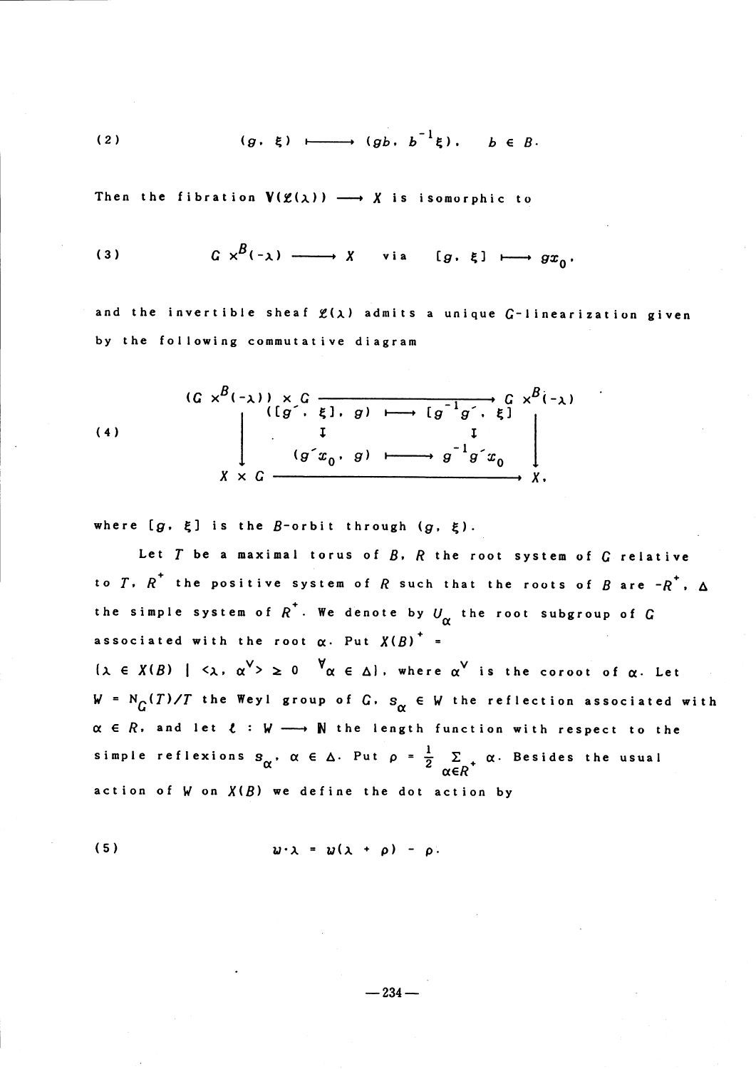$$(g, \xi) \longmapsto (gb, b^{-1}\xi), \quad b \in B. \tag{2}$$

Then the fibration $\mathbb{V}(\mathscr{L}(\lambda)) \longrightarrow X$ is isomorphic to

$$G \times^{B}(-\lambda) \longrightarrow X \quad \text{via} \quad [g, \xi] \longmapsto gx_0, \tag{3}$$

and the invertible sheaf $\mathscr{L}(\lambda)$ admits a unique $G$-linearization given by the following commutative diagram

$$\begin{array}{ccc}
(G \times^{B}(-\lambda)) \times G & \longrightarrow & G \times^{B}(-\lambda) \\
\big\downarrow & ([g', \xi], g) \longmapsto [g^{-1}g', \xi] & \big\downarrow \\
& \updownarrow \qquad\qquad\qquad \updownarrow & \\
& (g'x_0, g) \longmapsto g^{-1}g'x_0 & \\
X \times G & \longrightarrow & X,
\end{array} \tag{4}$$

where $[g, \xi]$ is the $B$-orbit through $(g, \xi)$.

Let $T$ be a maximal torus of $B$, $R$ the root system of $G$ relative to $T$, $R^+$ the positive system of $R$ such that the roots of $B$ are $-R^+$, $\Delta$ the simple system of $R^+$. We denote by $U_\alpha$ the root subgroup of $G$ associated with the root $\alpha$. Put $X(B)^+ = \{\lambda \in X(B) \mid \langle\lambda, \alpha^\vee\rangle \geq 0 \ \ \forall\alpha \in \Delta\}$, where $\alpha^\vee$ is the coroot of $\alpha$. Let $W = N_G(T)/T$ the Weyl group of $G$, $s_\alpha \in W$ the reflection associated with $\alpha \in R$, and let $\ell : W \longrightarrow \mathbb{N}$ the length function with respect to the simple reflexions $s_\alpha$, $\alpha \in \Delta$. Put $\rho = \frac{1}{2}\sum_{\alpha\in R^+}\alpha$. Besides the usual action of $W$ on $X(B)$ we define the dot action by

$$w\cdot\lambda = w(\lambda + \rho) - \rho. \tag{5}$$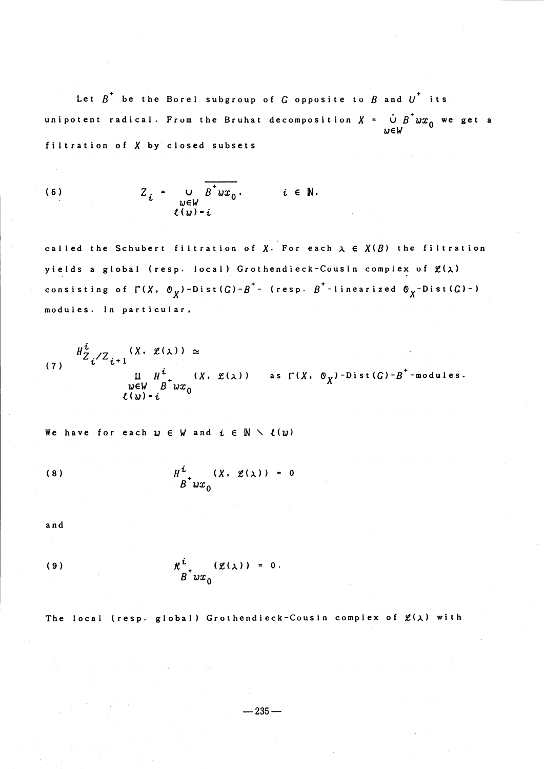Let $B^+$ be the Borel subgroup of $G$ opposite to $B$ and $U^+$ its unipotent radical. From the Bruhat decomposition $X = \dot{\bigcup}_{w \in W} B^+ w x_0$ we get a filtration of $X$ by closed subsets

$$
(6) \qquad Z_i = \bigcup_{\substack{w \in W \\ \ell(w) = i}} \overline{B^+ w x_0}, \qquad i \in \mathbb{N},
$$

called the Schubert filtration of $X$. For each $\lambda \in X(B)$ the filtration yields a global (resp. local) Grothendieck-Cousin complex of $\mathcal{L}(\lambda)$ consisting of $\Gamma(X, \mathcal{O}_X)$-Dist$(G)$-$B^+$- (resp. $B^+$-linearized $\mathcal{O}_X$-Dist$(G)$-) modules. In particular,

$$
(7) \qquad H^i_{Z_i/Z_{i+1}}(X, \mathcal{L}(\lambda)) \simeq \coprod_{\substack{w \in W \\ \ell(w) = i}} H^i_{B^+ w x_0}(X, \mathcal{L}(\lambda)) \quad \text{as } \Gamma(X, \mathcal{O}_X)\text{-Dist}(G)\text{-}B^+\text{-modules}.
$$

We have for each $w \in W$ and $i \in \mathbb{N} \setminus \ell(w)$

$$
(8) \qquad H^i_{B^+ w x_0}(X, \mathcal{L}(\lambda)) = 0
$$

and

$$
(9) \qquad \mathcal{H}^i_{B^+ w x_0}(\mathcal{L}(\lambda)) = 0.
$$

The local (resp. global) Grothendieck-Cousin complex of $\mathcal{L}(\lambda)$ with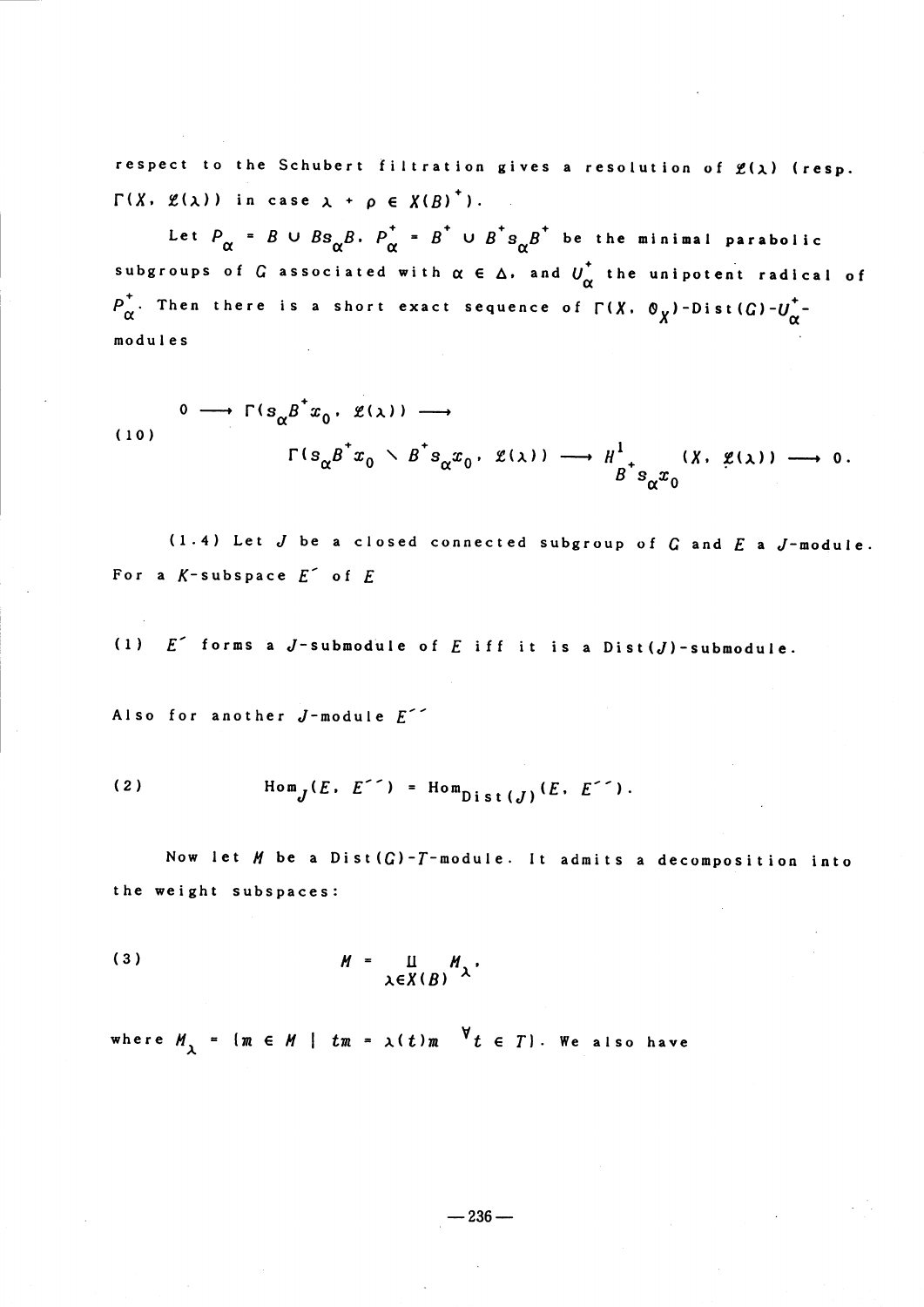respect to the Schubert filtration gives a resolution of $\mathcal{L}(\lambda)$ (resp. $\Gamma(X, \mathcal{L}(\lambda))$ in case $\lambda + \rho \in X(B)^+$).

Let $P_\alpha = B \cup Bs_\alpha B$, $P_\alpha^+ = B^+ \cup B^+ s_\alpha B^+$ be the minimal parabolic subgroups of $G$ associated with $\alpha \in \Delta$, and $U_\alpha^+$ the unipotent radical of $P_\alpha^+$. Then there is a short exact sequence of $\Gamma(X, \mathcal{O}_X)$-Dist$(G)$-$U_\alpha^+$-modules

$$
(10) \qquad 0 \longrightarrow \Gamma(s_\alpha B^+ x_0, \mathcal{L}(\lambda)) \longrightarrow \Gamma(s_\alpha B^+ x_0 \setminus B^+ s_\alpha x_0, \mathcal{L}(\lambda)) \longrightarrow H^1_{B^+ s_\alpha x_0}(X, \mathcal{L}(\lambda)) \longrightarrow 0.
$$

(1.4) Let $J$ be a closed connected subgroup of $G$ and $E$ a $J$-module. For a $K$-subspace $E'$ of $E$

(1) $E'$ forms a $J$-submodule of $E$ iff it is a Dist$(J)$-submodule.

Also for another $J$-module $E''$

$$
(2) \qquad \mathrm{Hom}_J(E, E'') = \mathrm{Hom}_{\mathrm{Dist}(J)}(E, E'').
$$

Now let $M$ be a Dist$(G)$-$T$-module. It admits a decomposition into the weight subspaces:

$$
(3) \qquad M = \coprod_{\lambda \in X(B)} M_\lambda,
$$

where $M_\lambda = \{m \in M \mid tm = \lambda(t)m \quad \forall t \in T\}$. We also have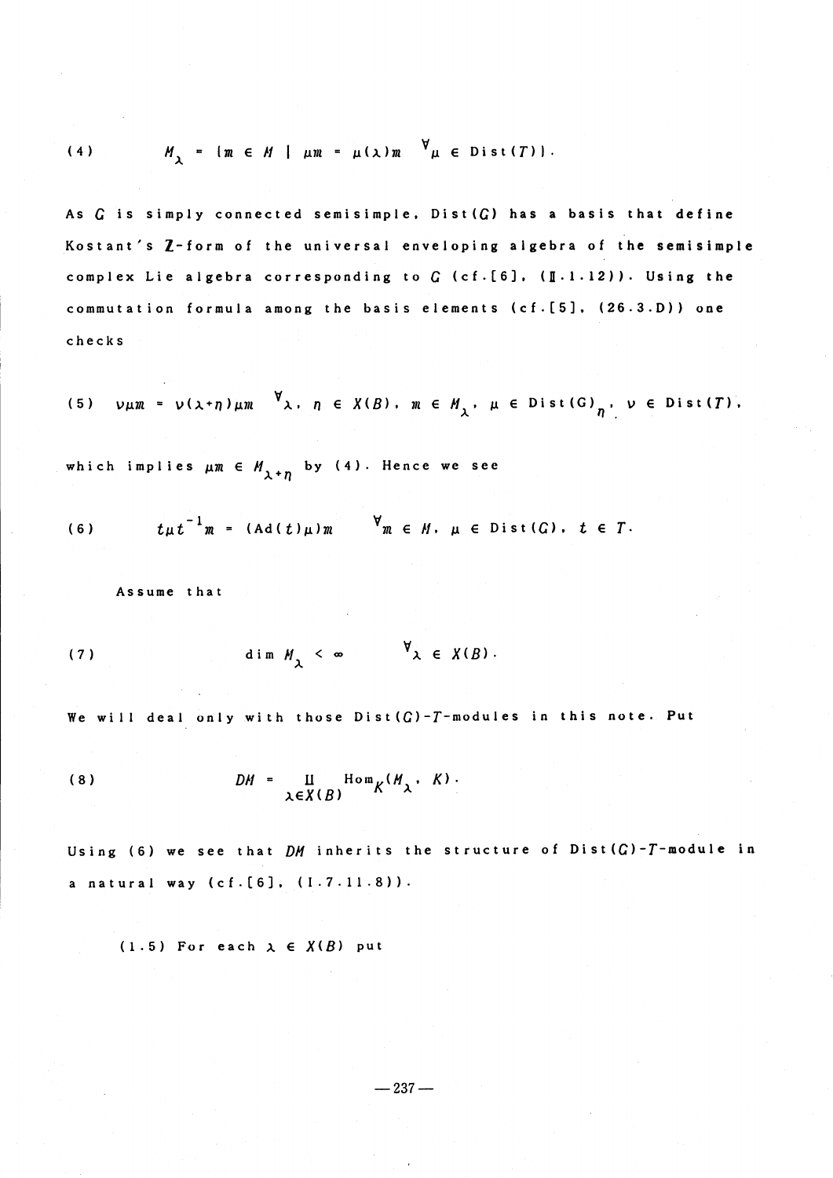$$(4) \qquad M_\lambda = \{m \in M \mid \mu m = \mu(\lambda)m \quad \forall \mu \in \mathrm{Dist}(T)\}.$$

As $G$ is simply connected semisimple, $\mathrm{Dist}(G)$ has a basis that define Kostant's $\mathbb{Z}$-form of the universal enveloping algebra of the semisimple complex Lie algebra corresponding to $G$ (cf. [6], (II.1.12)). Using the commutation formula among the basis elements (cf. [5], (26.3.D)) one checks

$$(5) \quad \nu\mu m = \nu(\lambda+\eta)\mu m \quad \forall \lambda, \eta \in X(B), \ m \in M_\lambda, \ \mu \in \mathrm{Dist}(G)_\eta, \ \nu \in \mathrm{Dist}(T),$$

which implies $\mu m \in M_{\lambda+\eta}$ by (4). Hence we see

$$(6) \qquad t\mu t^{-1}m = (\mathrm{Ad}(t)\mu)m \qquad \forall m \in M, \ \mu \in \mathrm{Dist}(G), \ t \in T.$$

Assume that

$$(7) \qquad \dim M_\lambda < \infty \qquad \forall \lambda \in X(B).$$

We will deal only with those $\mathrm{Dist}(G)$-$T$-modules in this note. Put

$$(8) \qquad DM = \coprod_{\lambda \in X(B)} \mathrm{Hom}_K(M_\lambda, K).$$

Using (6) we see that $DM$ inherits the structure of $\mathrm{Dist}(G)$-$T$-module in a natural way (cf. [6], (I.7.11.8)).

(1.5) For each $\lambda \in X(B)$ put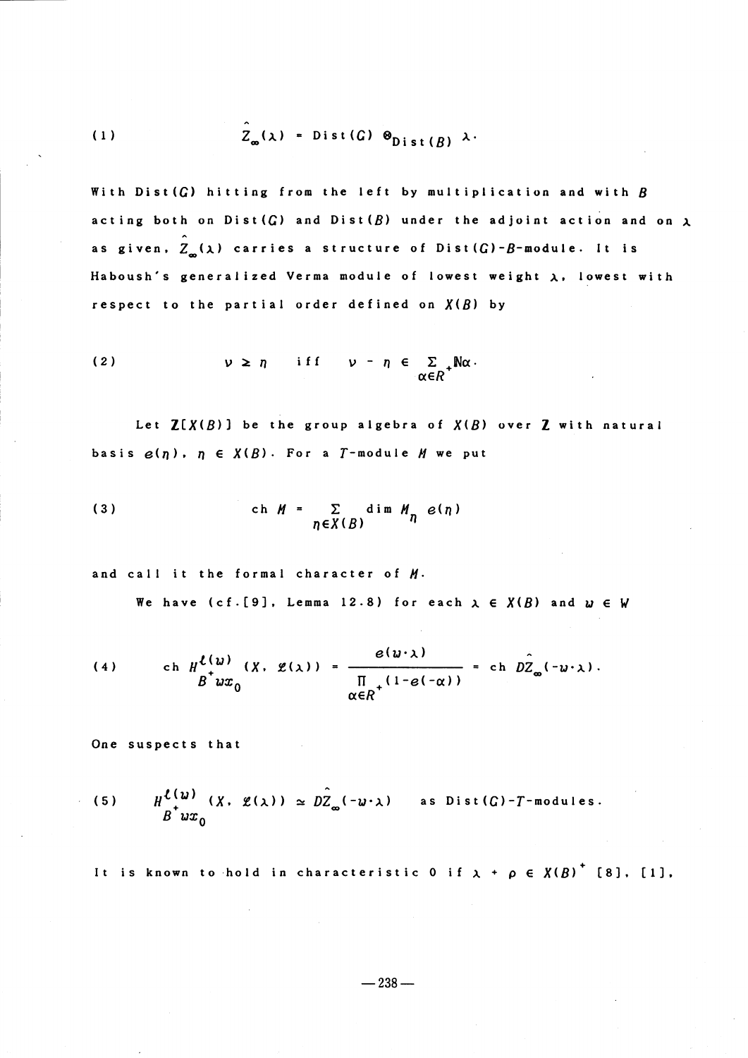$$(1) \qquad \hat{Z}_\infty(\lambda) = \mathrm{Dist}(G) \otimes_{\mathrm{Dist}(B)} \lambda.$$

With $\mathrm{Dist}(G)$ hitting from the left by multiplication and with $B$ acting both on $\mathrm{Dist}(G)$ and $\mathrm{Dist}(B)$ under the adjoint action and on $\lambda$ as given, $\hat{Z}_\infty(\lambda)$ carries a structure of $\mathrm{Dist}(G)$-$B$-module. It is Haboush's generalized Verma module of lowest weight $\lambda$, lowest with respect to the partial order defined on $X(B)$ by

$$(2) \qquad \nu \geq \eta \quad \text{iff} \quad \nu - \eta \in \sum_{\alpha \in R^+} \mathbb{N}\alpha.$$

Let $\mathbb{Z}[X(B)]$ be the group algebra of $X(B)$ over $\mathbb{Z}$ with natural basis $e(\eta)$, $\eta \in X(B)$. For a $T$-module $M$ we put

$$(3) \qquad \mathrm{ch}\, M = \sum_{\eta \in X(B)} \dim M_\eta \, e(\eta)$$

and call it the formal character of $M$.

We have (cf.[9], Lemma 12.8) for each $\lambda \in X(B)$ and $w \in W$

$$(4) \qquad \mathrm{ch}\, H^{\ell(w)}_{B^+ w x_0}(X, \mathcal{L}(\lambda)) = \frac{e(w \cdot \lambda)}{\prod_{\alpha \in R^+}(1 - e(-\alpha))} = \mathrm{ch}\, D\hat{Z}_\infty(-w \cdot \lambda).$$

One suspects that

$$(5) \qquad H^{\ell(w)}_{B^+ w x_0}(X, \mathcal{L}(\lambda)) \simeq D\hat{Z}_\infty(-w \cdot \lambda) \quad \text{as } \mathrm{Dist}(G)\text{-}T\text{-modules}.$$

It is known to hold in characteristic 0 if $\lambda + \rho \in X(B)^+$ [8], [1],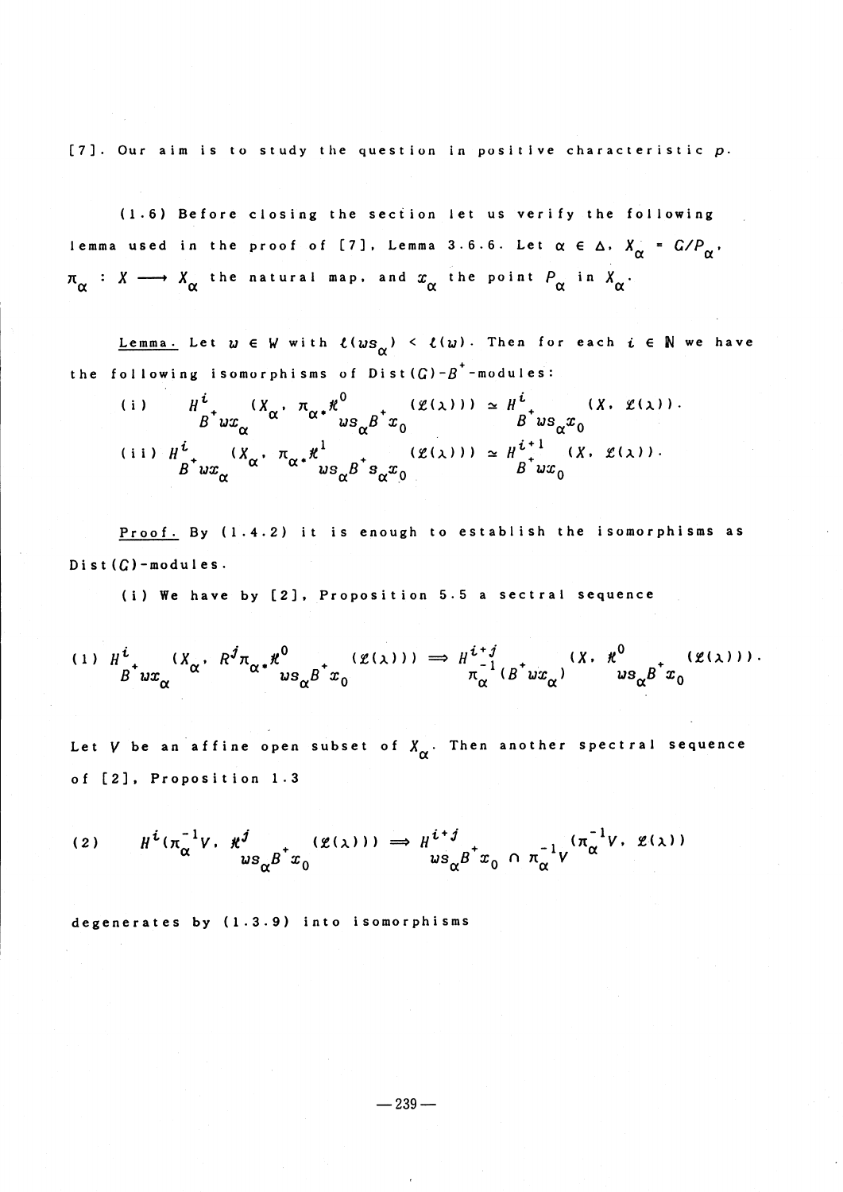[7]. Our aim is to study the question in positive characteristic $p$.

(1.6) Before closing the section let us verify the following lemma used in the proof of [7], Lemma 3.6.6. Let $\alpha \in \Delta$, $X_\alpha = G/P_\alpha$, $\pi_\alpha : X \longrightarrow X_\alpha$ the natural map, and $x_\alpha$ the point $P_\alpha$ in $X_\alpha$.

<u>Lemma.</u> Let $w \in W$ with $\ell(ws_\alpha) < \ell(w)$. Then for each $i \in \mathbb{N}$ we have the following isomorphisms of $\mathrm{Dist}(G)$-$B^+$-modules:

(i) $\quad H^i_{B^+wx_\alpha}(X_\alpha, \pi_{\alpha *}\mathcal{H}^0_{ws_\alpha B^+x_0}(\mathcal{L}(\lambda))) \simeq H^i_{B^+ws_\alpha x_0}(X, \mathcal{L}(\lambda))$.

(ii) $H^i_{B^+wx_\alpha}(X_\alpha, \pi_{\alpha *}\mathcal{H}^1_{ws_\alpha B^+s_\alpha x_0}(\mathcal{L}(\lambda))) \simeq H^{i+1}_{B^+wx_0}(X, \mathcal{L}(\lambda))$.

<u>Proof.</u> By (1.4.2) it is enough to establish the isomorphisms as $\mathrm{Dist}(G)$-modules.

(i) We have by [2], Proposition 5.5 a sectral sequence

$$(1) \quad H^i_{B^+wx_\alpha}(X_\alpha, R^j\pi_{\alpha *}\mathcal{H}^0_{ws_\alpha B^+x_0}(\mathcal{L}(\lambda))) \Longrightarrow H^{i+j}_{\pi_\alpha^{-1}(B^+wx_\alpha)}(X, \mathcal{H}^0_{ws_\alpha B^+x_0}(\mathcal{L}(\lambda))).$$

Let $V$ be an affine open subset of $X_\alpha$. Then another spectral sequence of [2], Proposition 1.3

$$(2) \qquad H^i(\pi_\alpha^{-1}V, \mathcal{H}^j_{ws_\alpha B^+x_0}(\mathcal{L}(\lambda))) \Longrightarrow H^{i+j}_{ws_\alpha B^+x_0 \cap \pi_\alpha^{-1}V}(\pi_\alpha^{-1}V, \mathcal{L}(\lambda))$$

degenerates by (1.3.9) into isomorphisms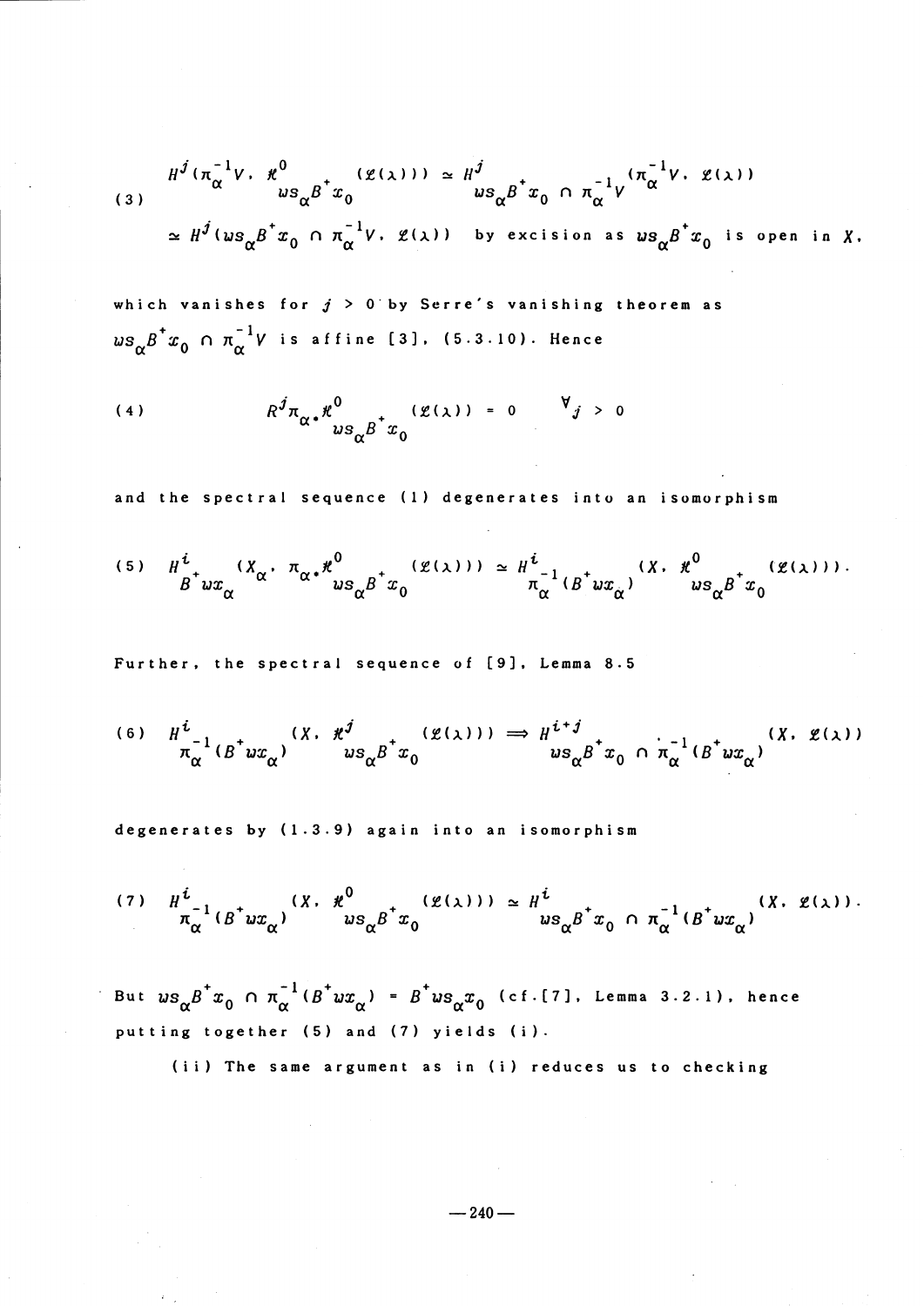$$
\begin{aligned}
(3) \qquad & H^j(\pi_\alpha^{-1}V, \mathcal{H}^0_{ws_\alpha B^+ x_0}(\mathcal{L}(\lambda))) \simeq H^j_{ws_\alpha B^+ x_0 \,\cap\, \pi_\alpha^{-1}V}(\pi_\alpha^{-1}V, \mathcal{L}(\lambda)) \\
& \simeq H^j(ws_\alpha B^+ x_0 \cap \pi_\alpha^{-1}V, \mathcal{L}(\lambda)) \quad \text{by excision as } ws_\alpha B^+ x_0 \text{ is open in } X,
\end{aligned}
$$

which vanishes for $j > 0$ by Serre's vanishing theorem as $ws_\alpha B^+ x_0 \cap \pi_\alpha^{-1}V$ is affine [3], (5.3.10). Hence

$$
(4) \qquad R^j \pi_{\alpha *} \mathcal{H}^0_{ws_\alpha B^+ x_0}(\mathcal{L}(\lambda)) = 0 \qquad \forall_j > 0
$$

and the spectral sequence (1) degenerates into an isomorphism

$$
(5) \quad H^i_{B^+ wx_\alpha}(X_\alpha, \pi_{\alpha *} \mathcal{H}^0_{ws_\alpha B^+ x_0}(\mathcal{L}(\lambda))) \simeq H^i_{\pi_\alpha^{-1}(B^+ wx_\alpha)}(X, \mathcal{H}^0_{ws_\alpha B^+ x_0}(\mathcal{L}(\lambda))).
$$

Further, the spectral sequence of [9], Lemma 8.5

$$
(6) \quad H^i_{\pi_\alpha^{-1}(B^+ wx_\alpha)}(X, \mathcal{H}^j_{ws_\alpha B^+ x_0}(\mathcal{L}(\lambda))) \Longrightarrow H^{i+j}_{ws_\alpha B^+ x_0 \,\cap\, \pi_\alpha^{-1}(B^+ wx_\alpha)}(X, \mathcal{L}(\lambda))
$$

degenerates by (1.3.9) again into an isomorphism

$$
(7) \quad H^i_{\pi_\alpha^{-1}(B^+ wx_\alpha)}(X, \mathcal{H}^0_{ws_\alpha B^+ x_0}(\mathcal{L}(\lambda))) \simeq H^i_{ws_\alpha B^+ x_0 \,\cap\, \pi_\alpha^{-1}(B^+ wx_\alpha)}(X, \mathcal{L}(\lambda)).
$$

But $ws_\alpha B^+ x_0 \cap \pi_\alpha^{-1}(B^+ wx_\alpha) = B^+ ws_\alpha x_0$ (cf.[7], Lemma 3.2.1), hence putting together (5) and (7) yields (i).

(ii) The same argument as in (i) reduces us to checking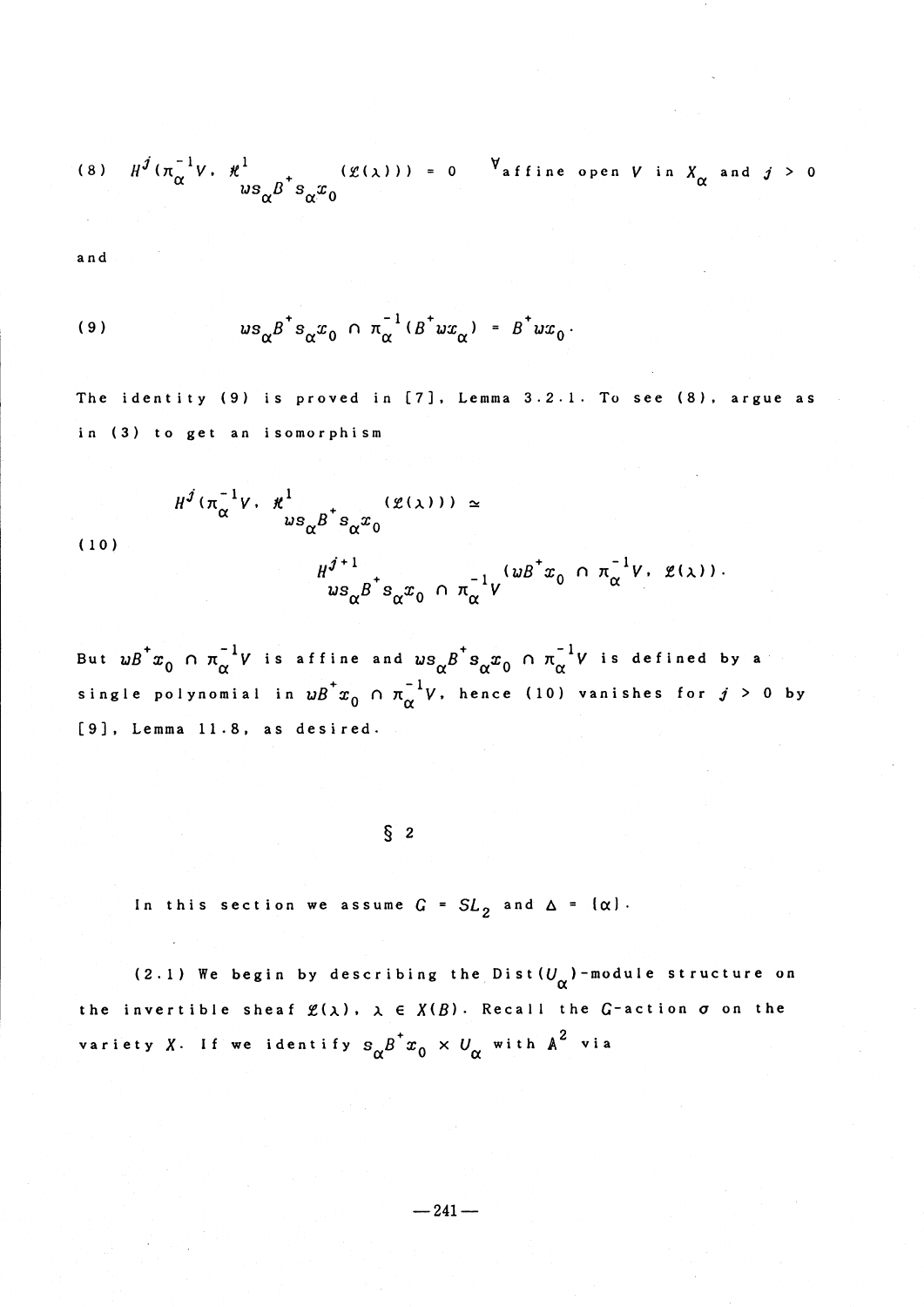$$(8) \qquad H^j(\pi_\alpha^{-1}V,\ \mathcal{H}^1_{ws_\alpha B^+ s_\alpha x_0}(\mathcal{L}(\lambda))) = 0 \quad \forall \text{affine open } V \text{ in } X_\alpha \text{ and } j > 0$$

and

$$(9) \qquad ws_\alpha B^+ s_\alpha x_0 \cap \pi_\alpha^{-1}(B^+ w x_\alpha) = B^+ w x_0.$$

The identity (9) is proved in [7], Lemma 3.2.1. To see (8), argue as in (3) to get an isomorphism

$$(10) \qquad \begin{aligned} &H^j(\pi_\alpha^{-1}V,\ \mathcal{H}^1_{ws_\alpha B^+ s_\alpha x_0}(\mathcal{L}(\lambda))) \simeq \\ &\qquad H^{j+1}_{ws_\alpha B^+ s_\alpha x_0 \cap \pi_\alpha^{-1}V}(wB^+ x_0 \cap \pi_\alpha^{-1}V,\ \mathcal{L}(\lambda)). \end{aligned}$$

But $wB^+ x_0 \cap \pi_\alpha^{-1}V$ is affine and $ws_\alpha B^+ s_\alpha x_0 \cap \pi_\alpha^{-1}V$ is defined by a single polynomial in $wB^+ x_0 \cap \pi_\alpha^{-1}V$, hence (10) vanishes for $j > 0$ by [9], Lemma 11.8, as desired.

## § 2

In this section we assume $G = SL_2$ and $\Delta = \{\alpha\}$.

(2.1) We begin by describing the $\mathrm{Dist}(U_\alpha)$-module structure on the invertible sheaf $\mathcal{L}(\lambda)$, $\lambda \in X(B)$. Recall the $G$-action $\sigma$ on the variety $X$. If we identify $s_\alpha B^+ x_0 \times U_\alpha$ with $\mathbb{A}^2$ via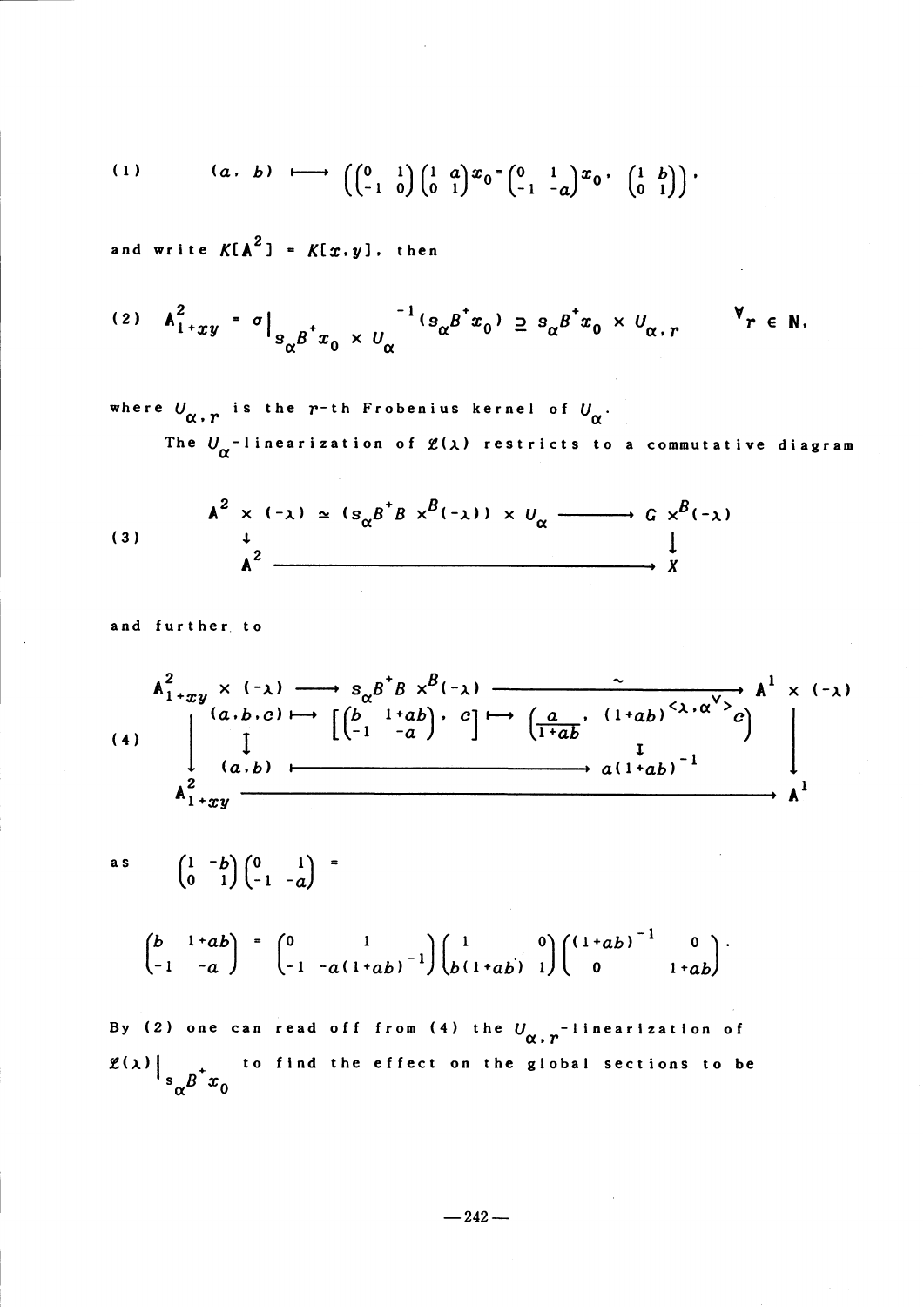$$(1) \qquad (a,\ b) \longmapsto \left( \begin{pmatrix} 0 & 1 \\ -1 & 0 \end{pmatrix} \begin{pmatrix} 1 & a \\ 0 & 1 \end{pmatrix} x_0 = \begin{pmatrix} 0 & 1 \\ -1 & -a \end{pmatrix} x_0,\ \begin{pmatrix} 1 & b \\ 0 & 1 \end{pmatrix} \right).$$

and write $K[\mathbf{A}^2] = K[x, y]$, then

$$(2) \qquad \mathbf{A}^2_{1+xy} = \sigma|_{s_\alpha B^+ x_0 \times U_\alpha}{}^{-1}(s_\alpha B^+ x_0) \supseteq s_\alpha B^+ x_0 \times U_{\alpha, r} \qquad \forall r \in \mathbf{N},$$

where $U_{\alpha, r}$ is the $r$-th Frobenius kernel of $U_\alpha$.

The $U_\alpha$-linearization of $\mathcal{L}(\lambda)$ restricts to a commutative diagram

$$(3) \qquad \begin{array}{ccc} \mathbf{A}^2 \times (-\lambda) \simeq (s_\alpha B^+ B \times^B (-\lambda)) \times U_\alpha & \longrightarrow & G \times^B (-\lambda) \\ \downarrow & & \downarrow \\ \mathbf{A}^2 & \longrightarrow & X \end{array}$$

and further to

$$(4) \qquad \begin{array}{ccccc} \mathbf{A}^2_{1+xy} \times (-\lambda) & \longrightarrow & s_\alpha B^+ B \times^B (-\lambda) & \xrightarrow{\sim} & \mathbf{A}^1 \times (-\lambda) \\ (a, b, c) & \longmapsto & \left[ \begin{pmatrix} b & 1+ab \\ -1 & -a \end{pmatrix},\ c \right] & \longmapsto & \left( \dfrac{a}{1+ab},\ (1+ab)^{\langle \lambda, \alpha^\vee \rangle} c \right) \\ \downarrow & & & & \downarrow \\ (a, b) & \longmapsto & & & a(1+ab)^{-1} \\ \mathbf{A}^2_{1+xy} & \longrightarrow & & & \mathbf{A}^1 \end{array}$$

as $\begin{pmatrix} 1 & -b \\ 0 & 1 \end{pmatrix} \begin{pmatrix} 0 & 1 \\ -1 & -a \end{pmatrix} =$

$$\begin{pmatrix} b & 1+ab \\ -1 & -a \end{pmatrix} = \begin{pmatrix} 0 & 1 \\ -1 & -a(1+ab)^{-1} \end{pmatrix} \begin{pmatrix} 1 & 0 \\ b(1+ab) & 1 \end{pmatrix} \begin{pmatrix} (1+ab)^{-1} & 0 \\ 0 & 1+ab \end{pmatrix}.$$

By (2) one can read off from (4) the $U_{\alpha, r}$-linearization of $\mathcal{L}(\lambda)|_{s_\alpha B^+ x_0}$ to find the effect on the global sections to be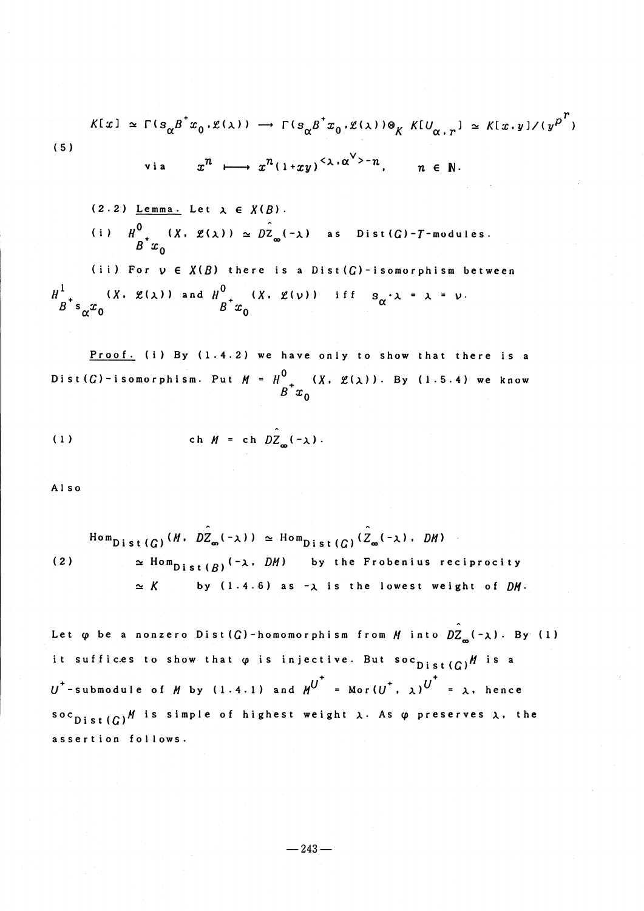$$K[x] \simeq \Gamma(s_\alpha B^+ x_0, \mathcal{L}(\lambda)) \longrightarrow \Gamma(s_\alpha B^+ x_0, \mathcal{L}(\lambda)) \otimes_K K[U_{\alpha,r}] \simeq K[x,y]/(y^{p^r})$$

(5)

$$\text{via} \quad x^n \longmapsto x^n (1+xy)^{\langle \lambda, \alpha^\vee \rangle - n}, \quad n \in \mathbb{N}.$$

(2.2) <u>Lemma.</u> Let $\lambda \in X(B)$.

(i) $H^0_{B^+ x_0}(X, \mathcal{L}(\lambda)) \simeq D\hat{Z}_\infty(-\lambda)$ as Dist$(G)$-$T$-modules.

(ii) For $\nu \in X(B)$ there is a Dist$(G)$-isomorphism between $H^1_{B^+ s_\alpha x_0}(X, \mathcal{L}(\lambda))$ and $H^0_{B^+ x_0}(X, \mathcal{L}(\nu))$ iff $s_\alpha \cdot \lambda = \lambda = \nu$.

<u>Proof.</u> (i) By (1.4.2) we have only to show that there is a Dist$(G)$-isomorphism. Put $M = H^0_{B^+ x_0}(X, \mathcal{L}(\lambda))$. By (1.5.4) we know

(1) $$\text{ch } M = \text{ch } D\hat{Z}_\infty(-\lambda).$$

Also

$$\begin{aligned} \text{Hom}_{\text{Dist}(G)}(M, D\hat{Z}_\infty(-\lambda)) &\simeq \text{Hom}_{\text{Dist}(G)}(\hat{Z}_\infty(-\lambda), DM) \\ &\simeq \text{Hom}_{\text{Dist}(B)}(-\lambda, DM) \quad \text{by the Frobenius reciprocity} \\ &\simeq K \quad \text{by (1.4.6) as } -\lambda \text{ is the lowest weight of } DM. \end{aligned} \tag{2}$$

Let $\varphi$ be a nonzero Dist$(G)$-homomorphism from $M$ into $D\hat{Z}_\infty(-\lambda)$. By (1) it suffices to show that $\varphi$ is injective. But $\text{soc}_{\text{Dist}(G)} M$ is a $U^+$-submodule of $M$ by (1.4.1) and $M^{U^+} = \text{Mor}(U^+, \lambda)^{U^+} = \lambda$, hence $\text{soc}_{\text{Dist}(G)} M$ is simple of highest weight $\lambda$. As $\varphi$ preserves $\lambda$, the assertion follows.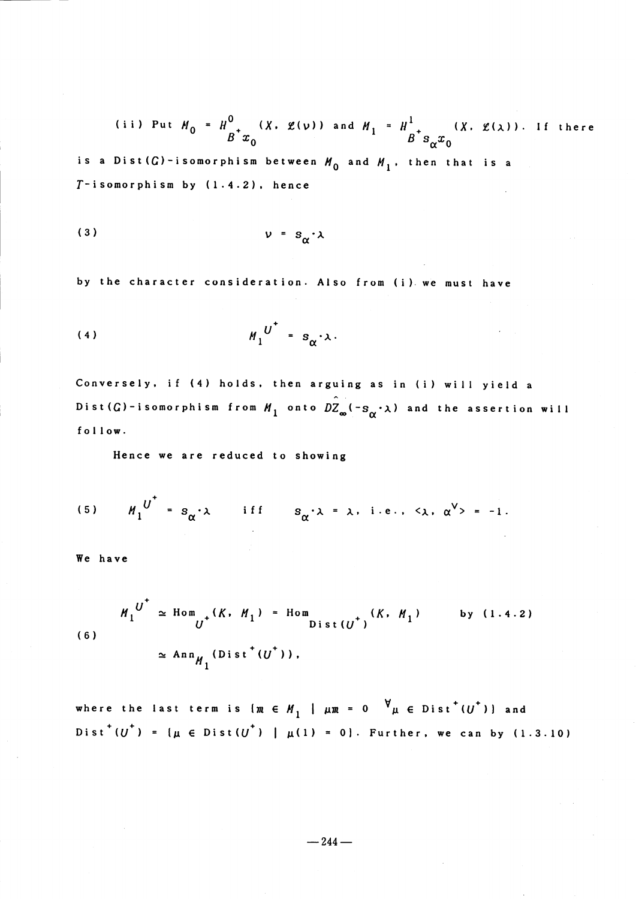(ii) Put $M_0 = H^0_{B^+x_0}(X, \mathcal{L}(\nu))$ and $M_1 = H^1_{B^+s_\alpha x_0}(X, \mathcal{L}(\lambda))$. If there is a Dist($G$)-isomorphism between $M_0$ and $M_1$, then that is a $T$-isomorphism by (1.4.2), hence

$$\text{(3)} \qquad \nu = s_\alpha \cdot \lambda$$

by the character consideration. Also from (i) we must have

$$\text{(4)} \qquad M_1^{U^+} = s_\alpha \cdot \lambda.$$

Conversely, if (4) holds, then arguing as in (i) will yield a Dist($G$)-isomorphism from $M_1$ onto $D\hat{Z}_\infty(-s_\alpha \cdot \lambda)$ and the assertion will follow.

Hence we are reduced to showing

$$\text{(5)} \qquad M_1^{U^+} = s_\alpha \cdot \lambda \qquad \text{iff} \qquad s_\alpha \cdot \lambda = \lambda, \text{ i.e., } \langle \lambda, \alpha^\vee \rangle = -1.$$

We have

$$\text{(6)} \qquad \begin{aligned} M_1^{U^+} &\simeq \mathrm{Hom}_{U^+}(K, M_1) = \mathrm{Hom}_{\mathrm{Dist}(U^+)}(K, M_1) \qquad \text{by (1.4.2)} \\ &\simeq \mathrm{Ann}_{M_1}(\mathrm{Dist}^+(U^+)), \end{aligned}$$

where the last term is $\{m \in M_1 \mid \mu m = 0 \quad \forall \mu \in \mathrm{Dist}^+(U^+)\}$ and $\mathrm{Dist}^+(U^+) = \{\mu \in \mathrm{Dist}(U^+) \mid \mu(1) = 0\}$. Further, we can by (1.3.10)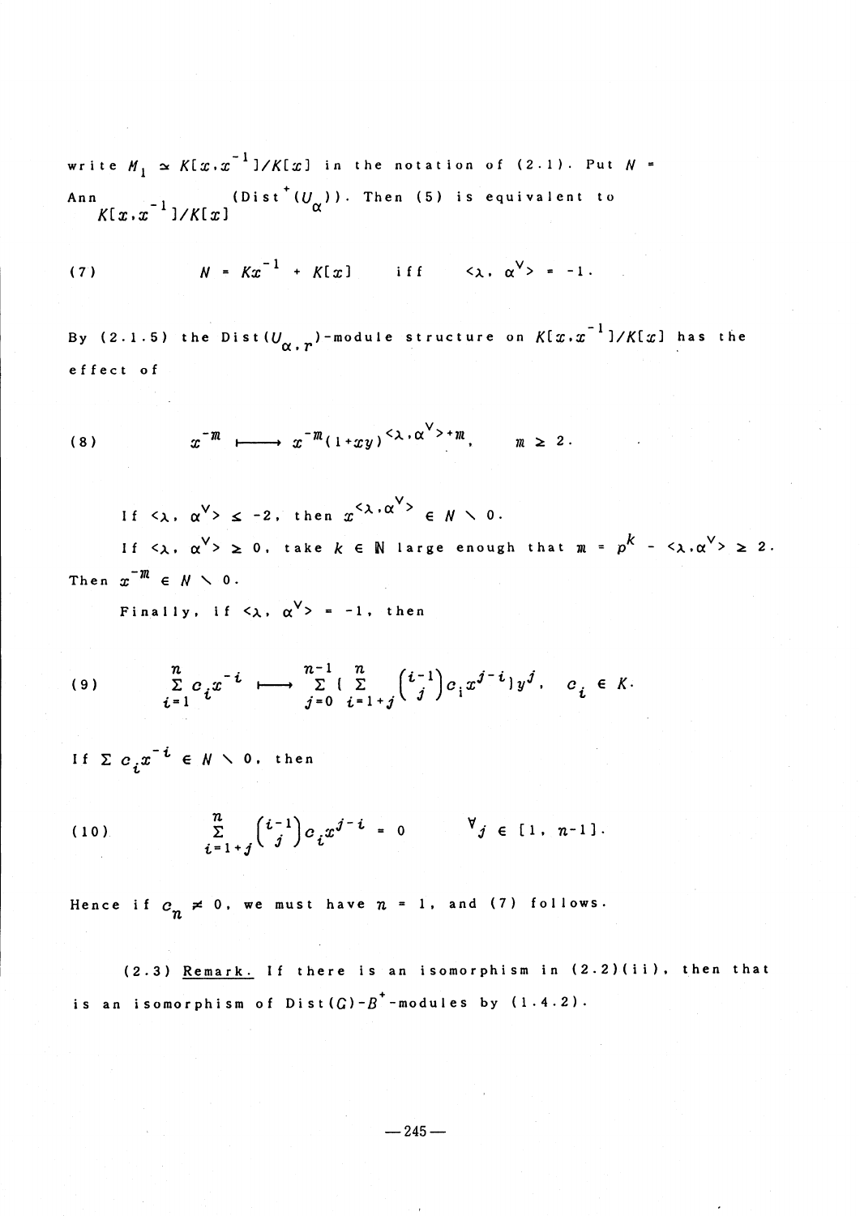write $M_1 \simeq K[x,x^{-1}]/K[x]$ in the notation of (2.1). Put $N = \mathrm{Ann}_{K[x,x^{-1}]/K[x]}(\mathrm{Dist}^+(U_\alpha))$. Then (5) is equivalent to

$$(7) \qquad N = Kx^{-1} + K[x] \quad \text{iff} \quad \langle\lambda, \alpha^\vee\rangle = -1.$$

By (2.1.5) the $\mathrm{Dist}(U_{\alpha,r})$-module structure on $K[x,x^{-1}]/K[x]$ has the effect of

$$(8) \qquad x^{-m} \longmapsto x^{-m}(1+xy)^{\langle\lambda,\alpha^\vee\rangle+m}, \qquad m \geq 2.$$

If $\langle\lambda, \alpha^\vee\rangle \leq -2$, then $x^{\langle\lambda,\alpha^\vee\rangle} \in N \setminus 0$.

If $\langle\lambda, \alpha^\vee\rangle \geq 0$, take $k \in \mathbb{N}$ large enough that $m = p^k - \langle\lambda,\alpha^\vee\rangle \geq 2$. Then $x^{-m} \in N \setminus 0$.

Finally, if $\langle\lambda, \alpha^\vee\rangle = -1$, then

$$(9) \qquad \sum_{i=1}^{n} c_i x^{-i} \longmapsto \sum_{j=0}^{n-1} \Big( \sum_{i=1+j}^{n} \binom{i-1}{j} c_i x^{j-i} \Big) y^j, \quad c_i \in K.$$

If $\sum c_i x^{-i} \in N \setminus 0$, then

$$(10) \qquad \sum_{i=1+j}^{n} \binom{i-1}{j} c_i x^{j-i} = 0 \qquad \forall j \in [1, n-1].$$

Hence if $c_n \neq 0$, we must have $n = 1$, and (7) follows.

(2.3) Remark. If there is an isomorphism in (2.2)(ii), then that is an isomorphism of $\mathrm{Dist}(G)$-$B^+$-modules by (1.4.2).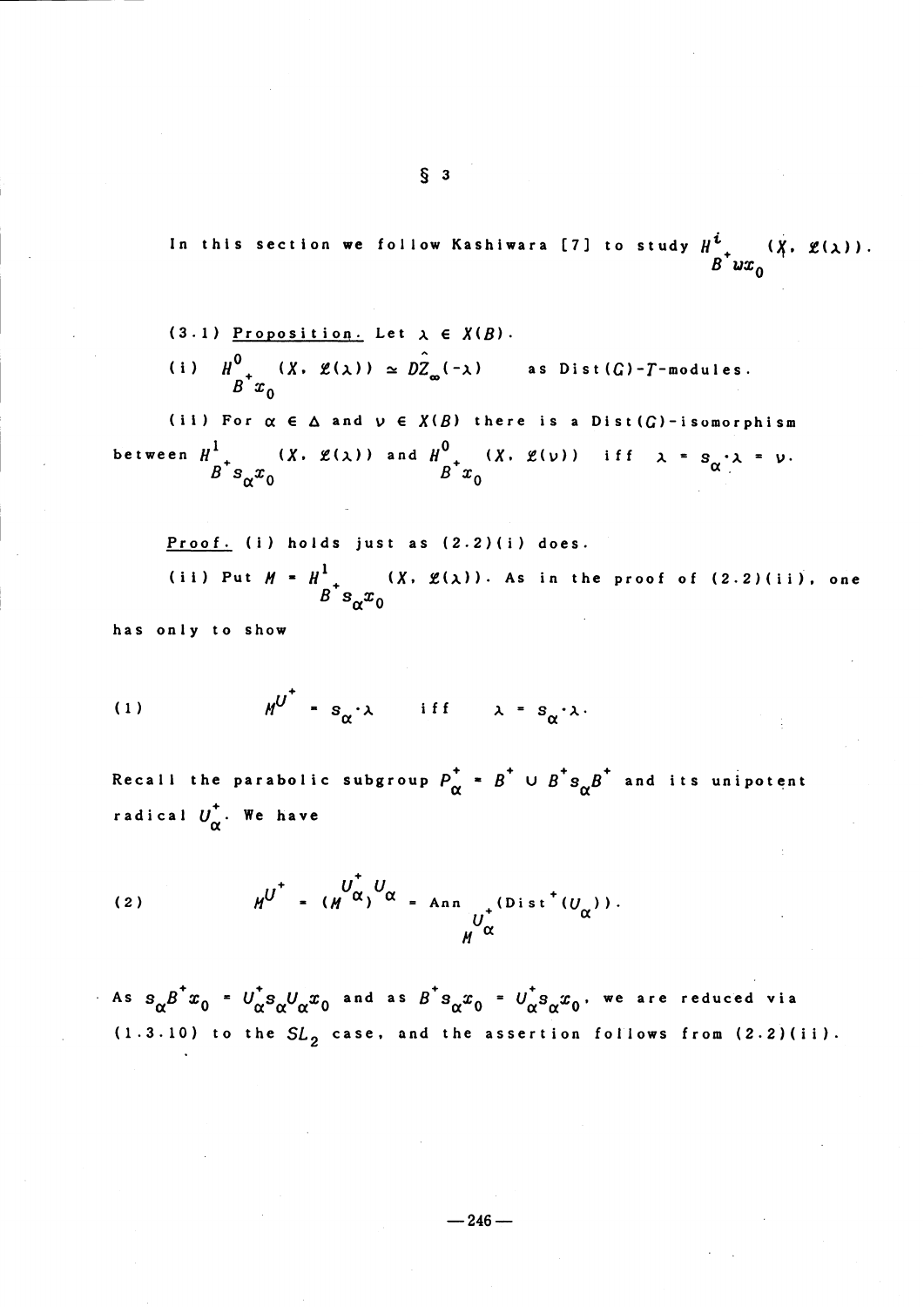## § 3

In this section we follow Kashiwara [7] to study $H^{i}_{B^+wx_0}(X, \mathcal{L}(\lambda))$.

(3.1) <u>Proposition.</u> Let $\lambda \in X(B)$.

(i) $H^{0}_{B^+x_0}(X, \mathcal{L}(\lambda)) \simeq D\hat{Z}_\infty(-\lambda)$ as $\mathrm{Dist}(G)$-$T$-modules.

(ii) For $\alpha \in \Delta$ and $\nu \in X(B)$ there is a $\mathrm{Dist}(G)$-isomorphism between $H^{1}_{B^+s_\alpha x_0}(X, \mathcal{L}(\lambda))$ and $H^{0}_{B^+x_0}(X, \mathcal{L}(\nu))$ iff $\lambda = s_\alpha \cdot \lambda = \nu$.

<u>Proof.</u> (i) holds just as (2.2)(i) does.

(ii) Put $M = H^{1}_{B^+s_\alpha x_0}(X, \mathcal{L}(\lambda))$. As in the proof of (2.2)(ii), one has only to show

$$(1) \qquad M^{U^+} = s_\alpha \cdot \lambda \quad \text{iff} \quad \lambda = s_\alpha \cdot \lambda.$$

Recall the parabolic subgroup $P^+_\alpha = B^+ \cup B^+s_\alpha B^+$ and its unipotent radical $U^+_\alpha$. We have

$$(2) \qquad M^{U^+} = (M^{U^+_\alpha})^{U_\alpha} = \mathrm{Ann}_{M^{U^+_\alpha}}(\mathrm{Dist}^+(U_\alpha)).$$

As $s_\alpha B^+ x_0 = U^+_\alpha s_\alpha U_\alpha x_0$ and as $B^+ s_\alpha x_0 = U^+_\alpha s_\alpha x_0$, we are reduced via (1.3.10) to the $SL_2$ case, and the assertion follows from (2.2)(ii).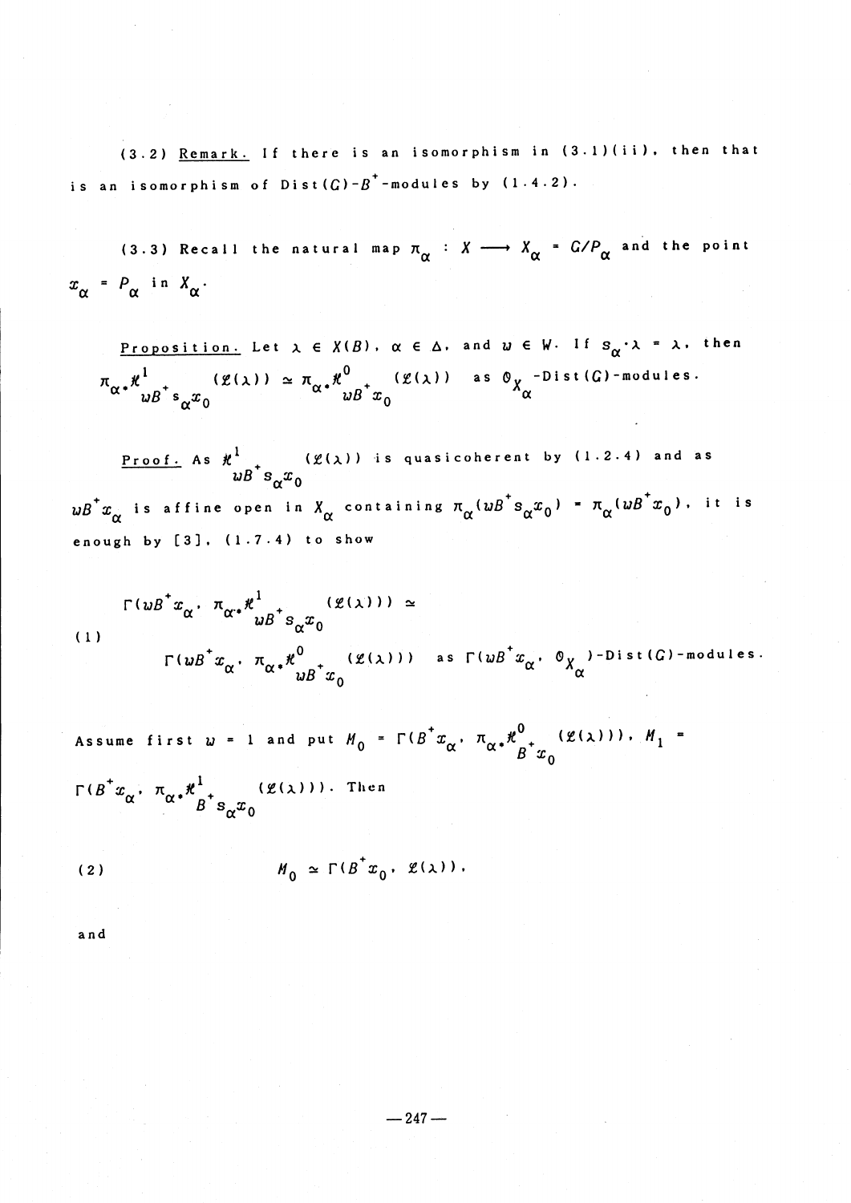(3.2) Remark. If there is an isomorphism in (3.1)(ii), then that is an isomorphism of $\mathrm{Dist}(G)$-$B^+$-modules by (1.4.2).

(3.3) Recall the natural map $\pi_\alpha : X \longrightarrow X_\alpha = G/P_\alpha$ and the point $x_\alpha = P_\alpha$ in $X_\alpha$.

Proposition. Let $\lambda \in X(B)$, $\alpha \in \Delta$, and $w \in W$. If $s_\alpha \cdot \lambda = \lambda$, then $\pi_{\alpha *}\mathscr{H}^1_{wB^+ s_\alpha x_0}(\mathscr{L}(\lambda)) \simeq \pi_{\alpha *}\mathscr{H}^0_{wB^+ x_0}(\mathscr{L}(\lambda))$ as $\mathcal{O}_{X_\alpha}$-$\mathrm{Dist}(G)$-modules.

Proof. As $\mathscr{H}^1_{wB^+ s_\alpha x_0}(\mathscr{L}(\lambda))$ is quasicoherent by (1.2.4) and as $wB^+ x_\alpha$ is affine open in $X_\alpha$ containing $\pi_\alpha(wB^+ s_\alpha x_0) = \pi_\alpha(wB^+ x_0)$, it is enough by [3], (1.7.4) to show

$$
\begin{aligned}
(1) \qquad & \Gamma(wB^+ x_\alpha, \pi_{\alpha *}\mathscr{H}^1_{wB^+ s_\alpha x_0}(\mathscr{L}(\lambda))) \simeq \\
& \Gamma(wB^+ x_\alpha, \pi_{\alpha *}\mathscr{H}^0_{wB^+ x_0}(\mathscr{L}(\lambda))) \quad \text{as } \Gamma(wB^+ x_\alpha, \mathcal{O}_{X_\alpha})\text{-}\mathrm{Dist}(G)\text{-modules.}
\end{aligned}
$$

Assume first $w = 1$ and put $M_0 = \Gamma(B^+ x_\alpha, \pi_{\alpha *}\mathscr{H}^0_{B^+ x_0}(\mathscr{L}(\lambda)))$, $M_1 = \Gamma(B^+ x_\alpha, \pi_{\alpha *}\mathscr{H}^1_{B^+ s_\alpha x_0}(\mathscr{L}(\lambda)))$. Then

$$
(2) \qquad M_0 \simeq \Gamma(B^+ x_0, \mathscr{L}(\lambda)),
$$

and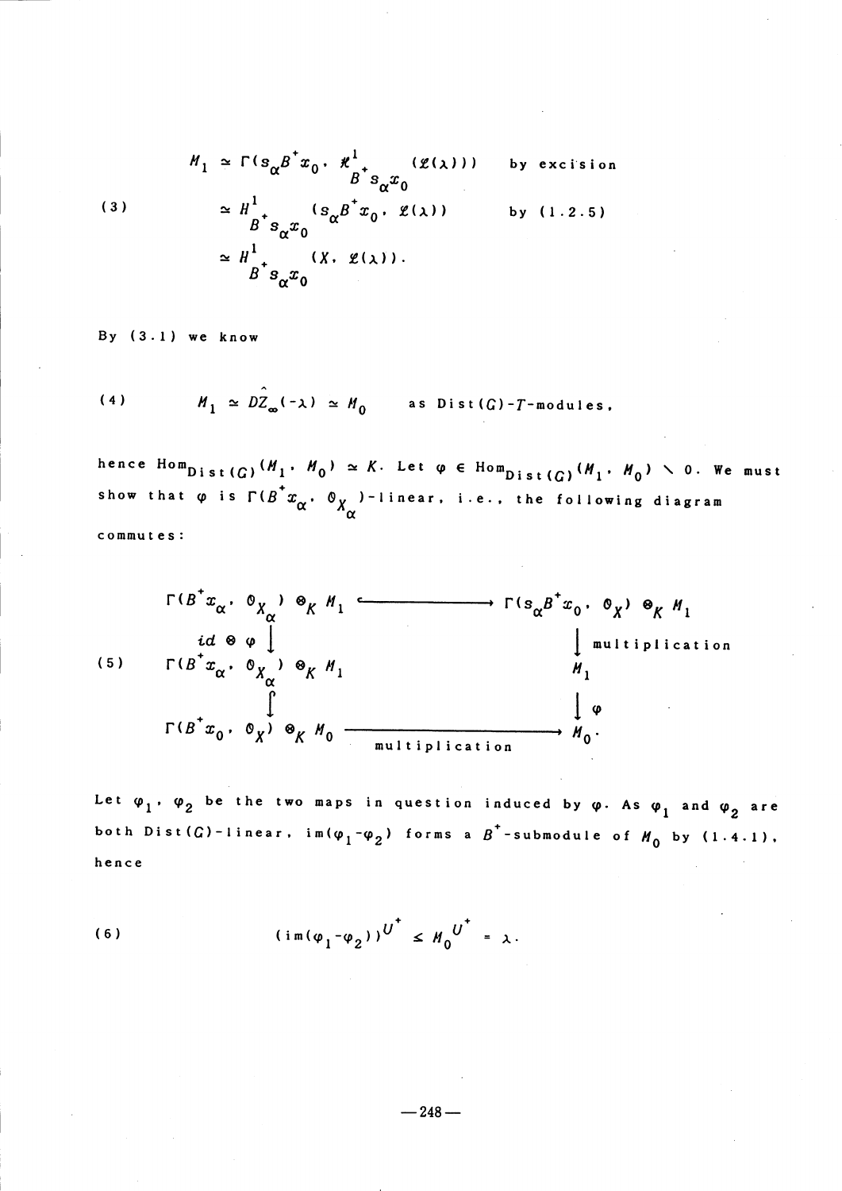$$
(3) \qquad \begin{aligned}
M_1 &\simeq \Gamma(s_\alpha B^+ x_0, \mathcal{H}^1_{B^+ s_\alpha x_0}(\mathcal{L}(\lambda))) && \text{by excision} \\
&\simeq H^1_{B^+ s_\alpha x_0}(s_\alpha B^+ x_0, \mathcal{L}(\lambda)) && \text{by (1.2.5)} \\
&\simeq H^1_{B^+ s_\alpha x_0}(X, \mathcal{L}(\lambda)).
\end{aligned}
$$

By (3.1) we know

$$
(4) \qquad M_1 \simeq D\hat{Z}_\infty(-\lambda) \simeq M_0 \qquad \text{as } \mathrm{Dist}(G)\text{-}T\text{-modules},
$$

hence $\mathrm{Hom}_{\mathrm{Dist}(G)}(M_1, M_0) \simeq K$. Let $\varphi \in \mathrm{Hom}_{\mathrm{Dist}(G)}(M_1, M_0) \setminus 0$. We must show that $\varphi$ is $\Gamma(B^+ x_\alpha, \mathcal{O}_{X_\alpha})$-linear, i.e., the following diagram commutes:

$$
(5) \qquad \begin{array}{ccc}
\Gamma(B^+ x_\alpha, \mathcal{O}_{X_\alpha}) \otimes_K M_1 & \hookrightarrow & \Gamma(s_\alpha B^+ x_0, \mathcal{O}_X) \otimes_K M_1 \\
{\scriptstyle id \otimes \varphi} \downarrow & & \downarrow {\scriptstyle \text{multiplication}} \\
\Gamma(B^+ x_\alpha, \mathcal{O}_{X_\alpha}) \otimes_K M_1 & & M_1 \\
\downarrow & & \downarrow {\scriptstyle \varphi} \\
\Gamma(B^+ x_0, \mathcal{O}_X) \otimes_K M_0 & \xrightarrow[\text{multiplication}]{} & M_0 .
\end{array}
$$

Let $\varphi_1$, $\varphi_2$ be the two maps in question induced by $\varphi$. As $\varphi_1$ and $\varphi_2$ are both $\mathrm{Dist}(G)$-linear, $\mathrm{im}(\varphi_1 - \varphi_2)$ forms a $B^+$-submodule of $M_0$ by (1.4.1), hence

$$
(6) \qquad (\mathrm{im}(\varphi_1 - \varphi_2))^{U^+} \leq M_0^{U^+} = \lambda .
$$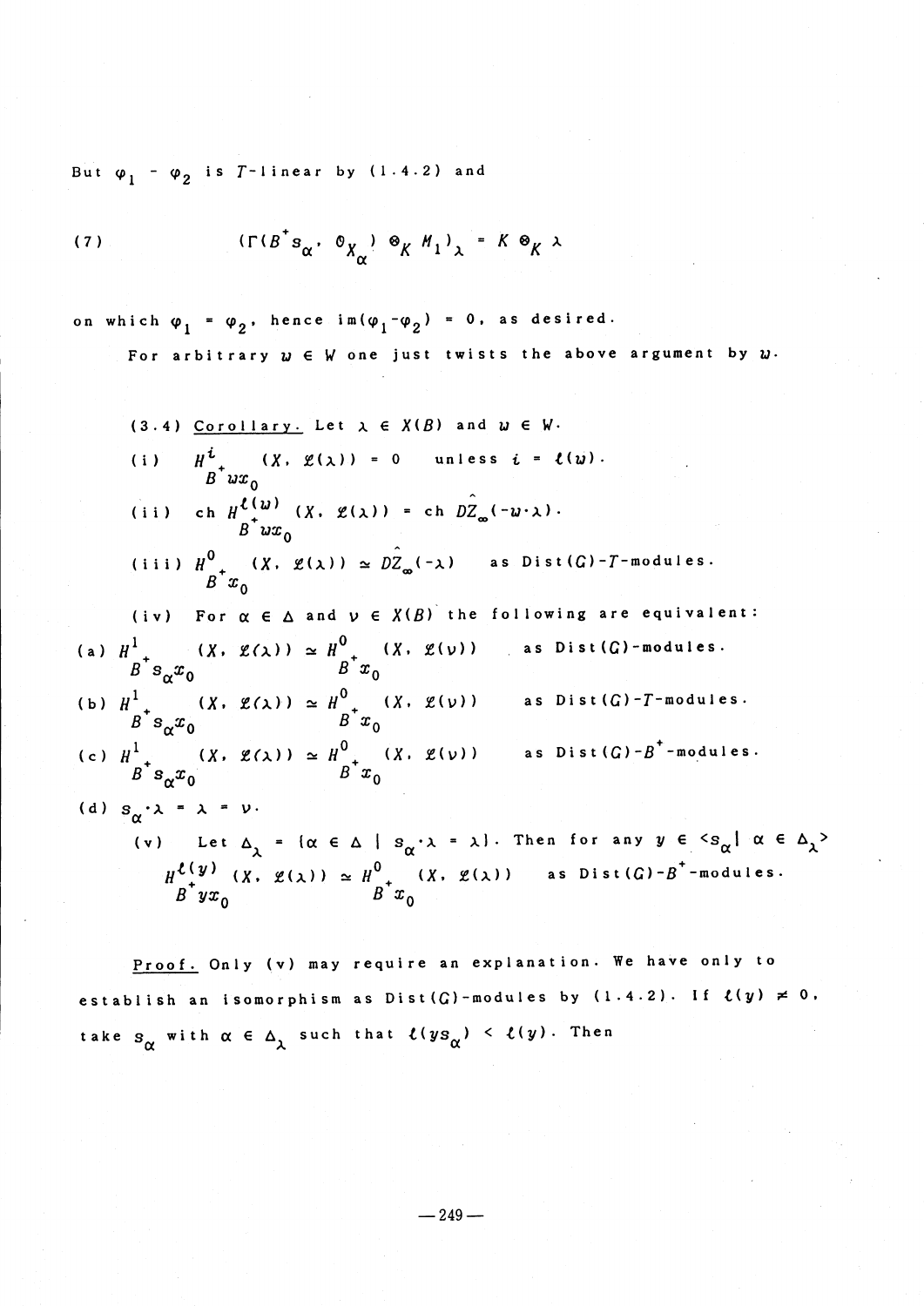But $\varphi_1 - \varphi_2$ is $T$-linear by (1.4.2) and

$$(7) \qquad (\Gamma(B^+s_\alpha, \mathcal{O}_{X_\alpha}) \otimes_K M_1)_\lambda = K \otimes_K \lambda$$

on which $\varphi_1 = \varphi_2$, hence $\mathrm{im}(\varphi_1 - \varphi_2) = 0$, as desired.

For arbitrary $w \in W$ one just twists the above argument by $w$.

(3.4) <u>Corollary.</u> Let $\lambda \in X(B)$ and $w \in W$.

(i) $H^i_{B^+wx_0}(X, \mathcal{L}(\lambda)) = 0$ unless $i = \ell(w)$.

(ii) $\mathrm{ch}\, H^{\ell(w)}_{B^+wx_0}(X, \mathcal{L}(\lambda)) = \mathrm{ch}\, \hat{DZ}_\infty(-w\cdot\lambda)$.

(iii) $H^0_{B^+x_0}(X, \mathcal{L}(\lambda)) \simeq \hat{DZ}_\infty(-\lambda)$ as $\mathrm{Dist}(G)$-$T$-modules.

(iv) For $\alpha \in \Delta$ and $\nu \in X(B)$ the following are equivalent:

(a) $H^1_{B^+s_\alpha x_0}(X, \mathcal{L}(\lambda)) \simeq H^0_{B^+x_0}(X, \mathcal{L}(\nu))$ as $\mathrm{Dist}(G)$-modules.

(b) $H^1_{B^+s_\alpha x_0}(X, \mathcal{L}(\lambda)) \simeq H^0_{B^+x_0}(X, \mathcal{L}(\nu))$ as $\mathrm{Dist}(G)$-$T$-modules.

(c) $H^1_{B^+s_\alpha x_0}(X, \mathcal{L}(\lambda)) \simeq H^0_{B^+x_0}(X, \mathcal{L}(\nu))$ as $\mathrm{Dist}(G)$-$B^+$-modules.

(d) $s_\alpha\cdot\lambda = \lambda = \nu$.

(v) Let $\Delta_\lambda = \{\alpha \in \Delta \mid s_\alpha\cdot\lambda = \lambda\}$. Then for any $y \in \langle s_\alpha \mid \alpha \in \Delta_\lambda\rangle$

$$H^{\ell(y)}_{B^+yx_0}(X, \mathcal{L}(\lambda)) \simeq H^0_{B^+x_0}(X, \mathcal{L}(\lambda)) \quad \text{as } \mathrm{Dist}(G)\text{-}B^+\text{-modules.}$$

<u>Proof.</u> Only (v) may require an explanation. We have only to establish an isomorphism as $\mathrm{Dist}(G)$-modules by (1.4.2). If $\ell(y) \neq 0$, take $s_\alpha$ with $\alpha \in \Delta_\lambda$ such that $\ell(ys_\alpha) < \ell(y)$. Then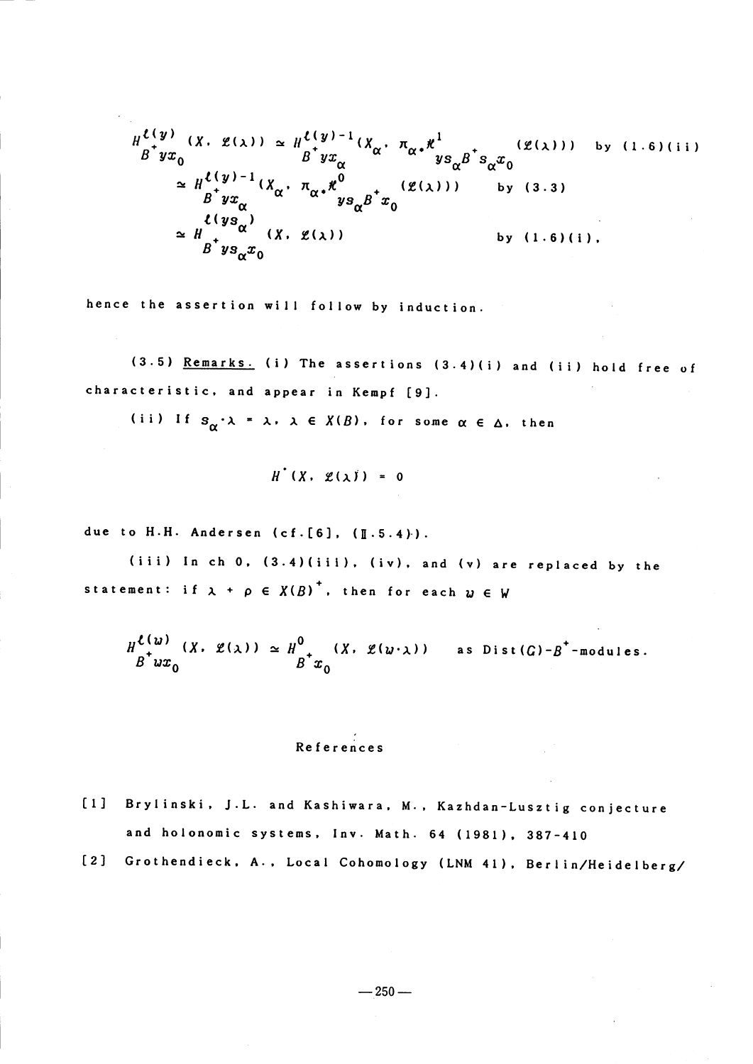$$
\begin{aligned}
H^{\ell(y)}_{B^+yx_0}(X, \mathcal{L}(\lambda)) &\simeq H^{\ell(y)-1}_{B^+yx_\alpha}(X_\alpha, \pi_{\alpha *}\mathcal{H}^1_{ys_\alpha B^+s_\alpha x_0}(\mathcal{L}(\lambda))) && \text{by (1.6)(ii)} \\
&\simeq H^{\ell(y)-1}_{B^+yx_\alpha}(X_\alpha, \pi_{\alpha *}\mathcal{H}^0_{ys_\alpha B^+x_0}(\mathcal{L}(\lambda))) && \text{by (3.3)} \\
&\simeq H^{\ell(ys_\alpha)}_{B^+ys_\alpha x_0}(X, \mathcal{L}(\lambda)) && \text{by (1.6)(i)},
\end{aligned}
$$

hence the assertion will follow by induction.

(3.5) Remarks. (i) The assertions (3.4)(i) and (ii) hold free of characteristic, and appear in Kempf [9].

(ii) If $s_\alpha \cdot \lambda = \lambda$, $\lambda \in X(B)$, for some $\alpha \in \Delta$, then

$$
H^{\cdot}(X, \mathcal{L}(\lambda)) = 0
$$

due to H.H. Andersen (cf.[6], (II.5.4)).

(iii) In ch 0, (3.4)(iii), (iv), and (v) are replaced by the statement: if $\lambda + \rho \in X(B)^+$, then for each $w \in W$

$$
H^{\ell(w)}_{B^+wx_0}(X, \mathcal{L}(\lambda)) \simeq H^0_{B^+x_0}(X, \mathcal{L}(w\cdot\lambda)) \quad \text{as Dist}(G)\text{-}B^+\text{-modules.}
$$

## References

[1] Brylinski, J.L. and Kashiwara, M., Kazhdan-Lusztig conjecture and holonomic systems, Inv. Math. 64 (1981), 387-410

[2] Grothendieck, A., Local Cohomology (LNM 41), Berlin/Heidelberg/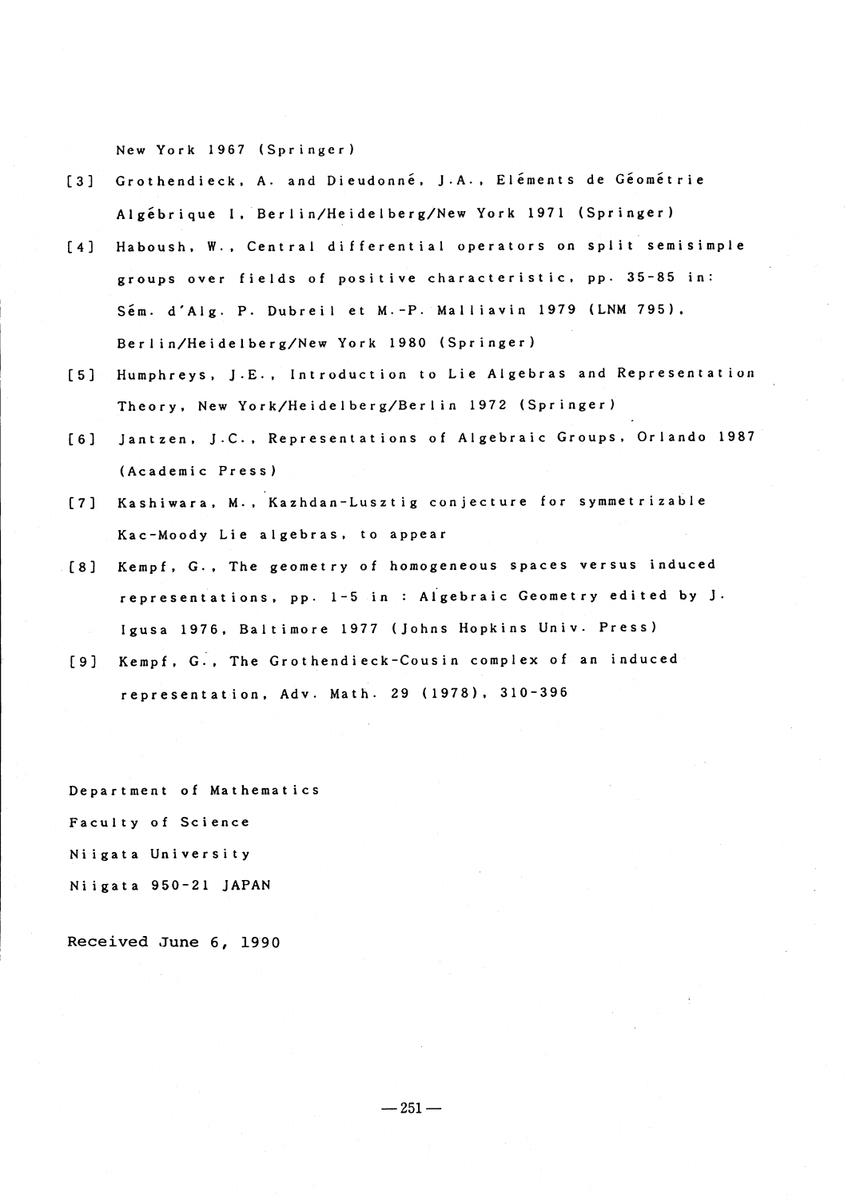New York 1967 (Springer)

[3] Grothendieck, A. and Dieudonné, J.A., Eléments de Géométrie Algébrique I, Berlin/Heidelberg/New York 1971 (Springer)

[4] Haboush, W., Central differential operators on split semisimple groups over fields of positive characteristic, pp. 35-85 in: Sém. d'Alg. P. Dubreil et M.-P. Malliavin 1979 (LNM 795), Berlin/Heidelberg/New York 1980 (Springer)

[5] Humphreys, J.E., Introduction to Lie Algebras and Representation Theory, New York/Heidelberg/Berlin 1972 (Springer)

[6] Jantzen, J.C., Representations of Algebraic Groups, Orlando 1987 (Academic Press)

[7] Kashiwara, M., Kazhdan-Lusztig conjecture for symmetrizable Kac-Moody Lie algebras, to appear

[8] Kempf, G., The geometry of homogeneous spaces versus induced representations, pp. 1-5 in : Algebraic Geometry edited by J. Igusa 1976, Baltimore 1977 (Johns Hopkins Univ. Press)

[9] Kempf, G., The Grothendieck-Cousin complex of an induced representation, Adv. Math. 29 (1978), 310-396

Department of Mathematics
Faculty of Science
Niigata University
Niigata 950-21 JAPAN

Received June 6, 1990